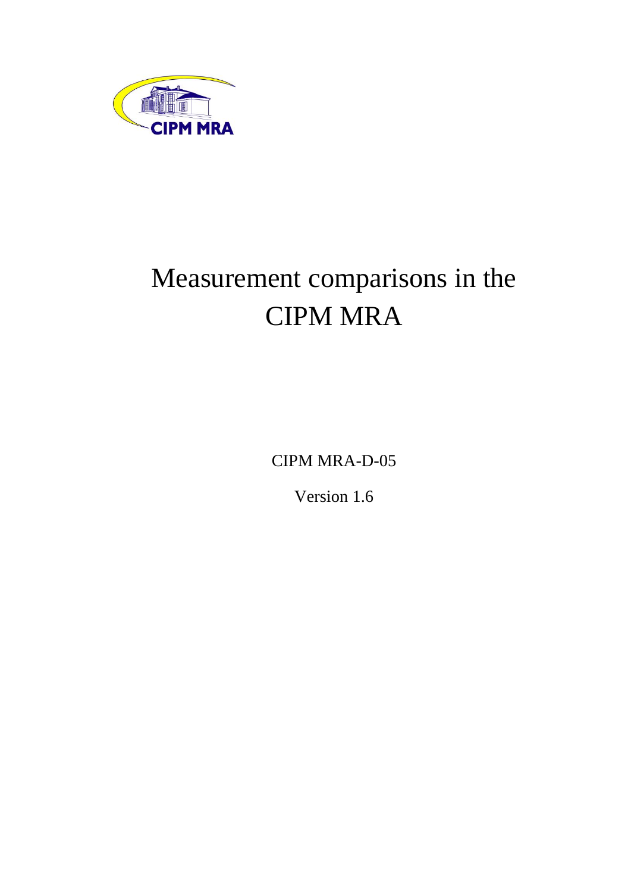CIPM MRA

# Measurement comparisons in the CIPM MRA

CIPM MRA-D-05

Version 1.6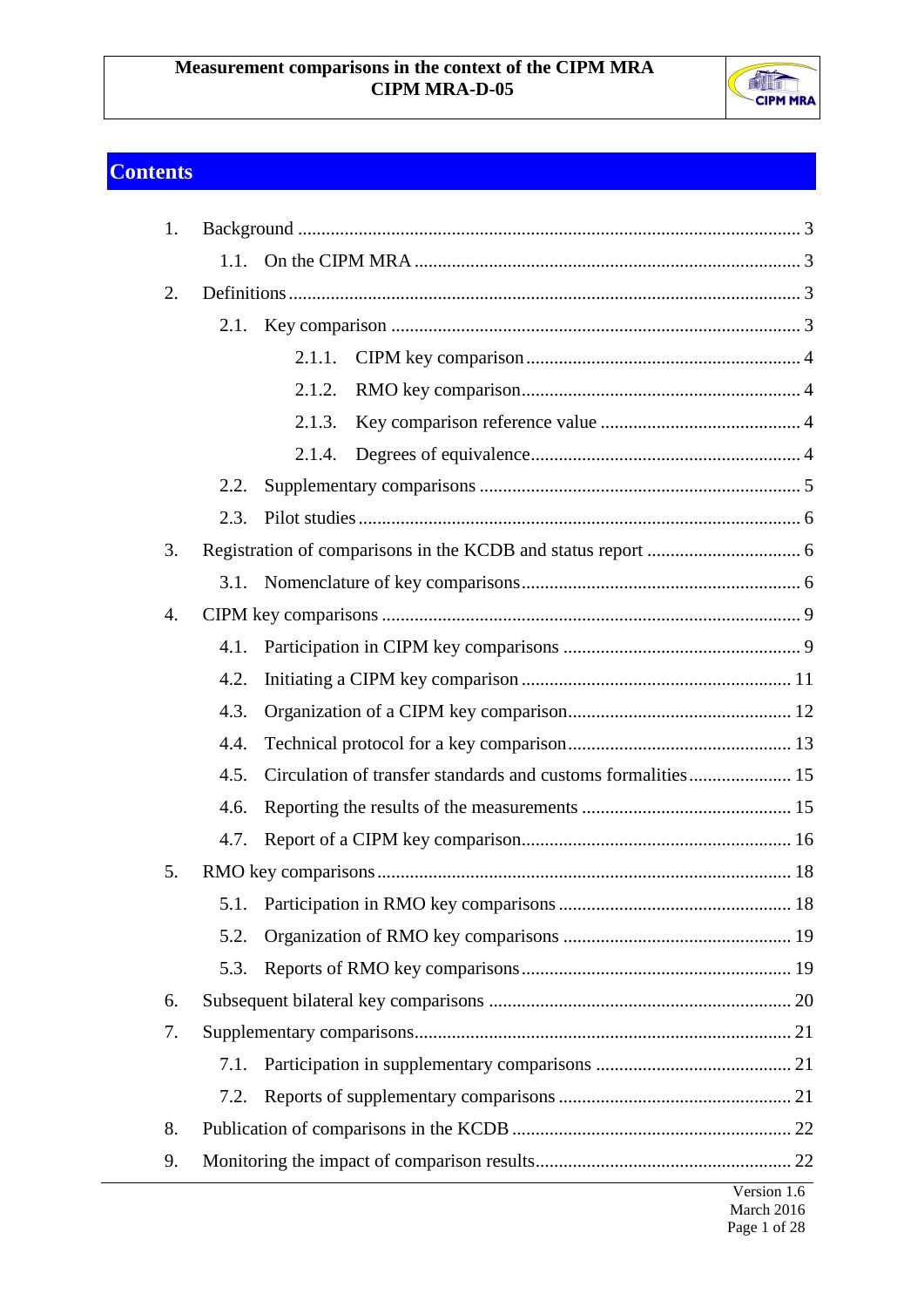# Contents

1. Background ........................................................................................................ 3
   - 1.1. On the CIPM MRA ........................................................................................ 3
2. Definitions ........................................................................................................ 3
   - 2.1. Key comparison ........................................................................................ 3
     - 2.1.1. CIPM key comparison ........................................................................ 4
     - 2.1.2. RMO key comparison ........................................................................ 4
     - 2.1.3. Key comparison reference value ........................................................ 4
     - 2.1.4. Degrees of equivalence ........................................................................ 4
   - 2.2. Supplementary comparisons ........................................................................ 5
   - 2.3. Pilot studies ................................................................................................ 6
3. Registration of comparisons in the KCDB and status report ................................ 6
   - 3.1. Nomenclature of key comparisons ................................................................ 6
4. CIPM key comparisons ........................................................................................ 9
   - 4.1. Participation in CIPM key comparisons ........................................................ 9
   - 4.2. Initiating a CIPM key comparison ................................................................ 11
   - 4.3. Organization of a CIPM key comparison ........................................................ 12
   - 4.4. Technical protocol for a key comparison ........................................................ 13
   - 4.5. Circulation of transfer standards and customs formalities ............................ 15
   - 4.6. Reporting the results of the measurements .................................................... 15
   - 4.7. Report of a CIPM key comparison ................................................................ 16
5. RMO key comparisons ........................................................................................ 18
   - 5.1. Participation in RMO key comparisons ........................................................ 18
   - 5.2. Organization of RMO key comparisons ........................................................ 19
   - 5.3. Reports of RMO key comparisons ................................................................ 19
6. Subsequent bilateral key comparisons ................................................................ 20
7. Supplementary comparisons ................................................................................ 21
   - 7.1. Participation in supplementary comparisons ................................................ 21
   - 7.2. Reports of supplementary comparisons ........................................................ 21
8. Publication of comparisons in the KCDB ............................................................ 22
9. Monitoring the impact of comparison results ........................................................ 22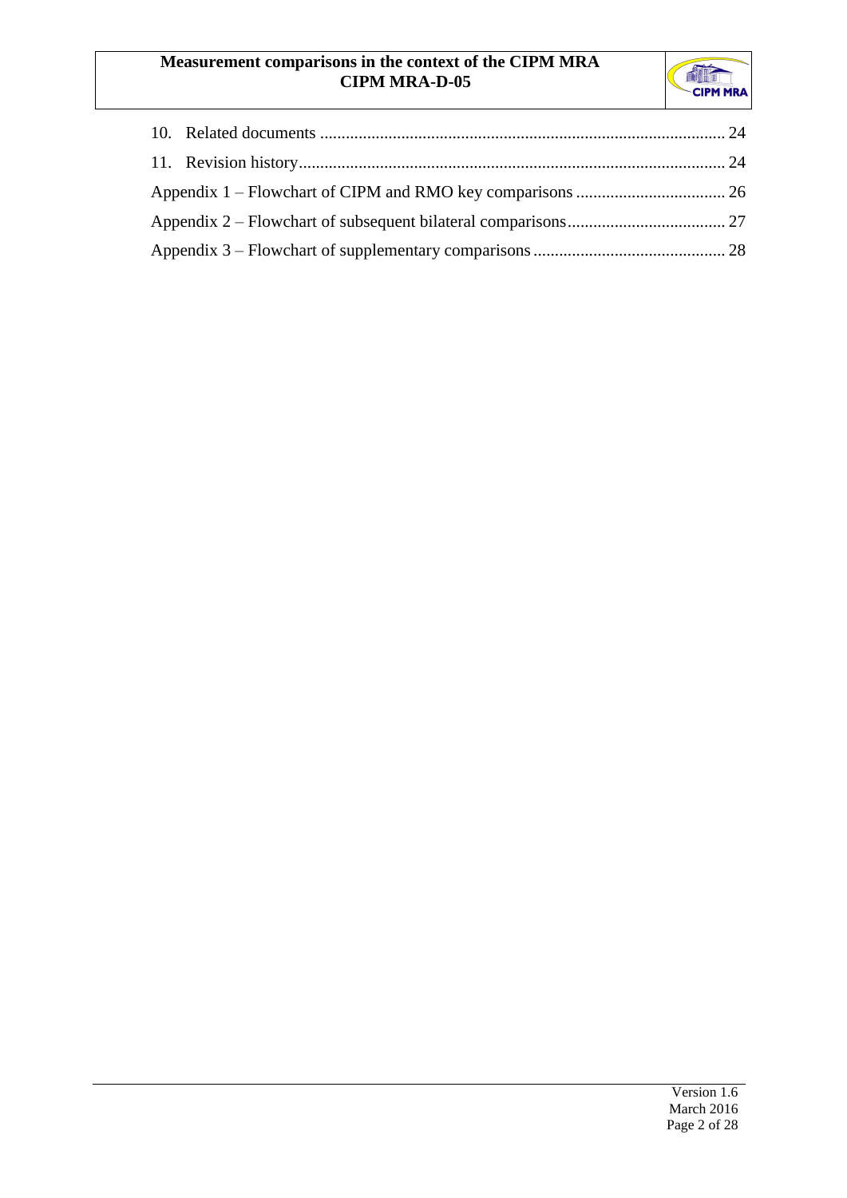10. Related documents ............................................................................................... 24

11. Revision history.................................................................................................... 24

Appendix 1 – Flowchart of CIPM and RMO key comparisons ................................... 26

Appendix 2 – Flowchart of subsequent bilateral comparisons..................................... 27

Appendix 3 – Flowchart of supplementary comparisons ............................................. 28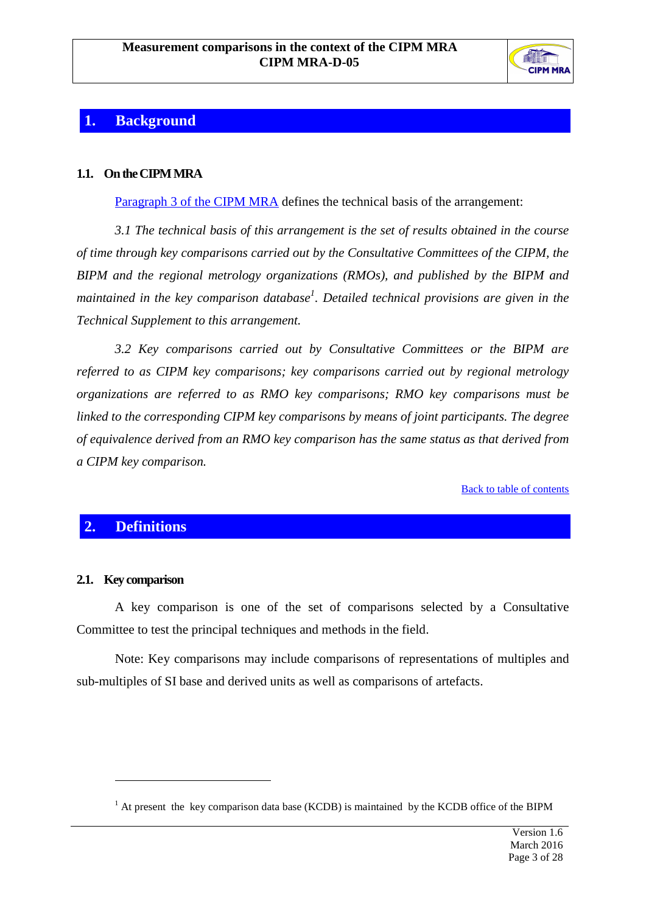# 1. Background

### 1.1. On the CIPM MRA

[Paragraph 3 of the CIPM MRA](#) defines the technical basis of the arrangement:

*3.1 The technical basis of this arrangement is the set of results obtained in the course of time through key comparisons carried out by the Consultative Committees of the CIPM, the BIPM and the regional metrology organizations (RMOs), and published by the BIPM and maintained in the key comparison database*[1]*. Detailed technical provisions are given in the Technical Supplement to this arrangement.*

*3.2 Key comparisons carried out by Consultative Committees or the BIPM are referred to as CIPM key comparisons; key comparisons carried out by regional metrology organizations are referred to as RMO key comparisons; RMO key comparisons must be linked to the corresponding CIPM key comparisons by means of joint participants. The degree of equivalence derived from an RMO key comparison has the same status as that derived from a CIPM key comparison.*

[Back to table of contents](#)

# 2. Definitions

### 2.1. Key comparison

A key comparison is one of the set of comparisons selected by a Consultative Committee to test the principal techniques and methods in the field.

Note: Key comparisons may include comparisons of representations of multiples and sub-multiples of SI base and derived units as well as comparisons of artefacts.

---

[1] At present the key comparison data base (KCDB) is maintained by the KCDB office of the BIPM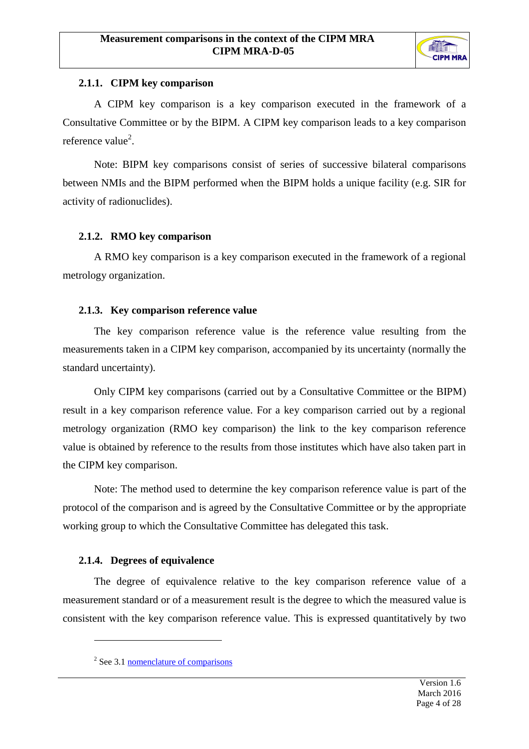#### 2.1.1. CIPM key comparison

A CIPM key comparison is a key comparison executed in the framework of a Consultative Committee or by the BIPM. A CIPM key comparison leads to a key comparison reference value[2].

Note: BIPM key comparisons consist of series of successive bilateral comparisons between NMIs and the BIPM performed when the BIPM holds a unique facility (e.g. SIR for activity of radionuclides).

#### 2.1.2. RMO key comparison

A RMO key comparison is a key comparison executed in the framework of a regional metrology organization.

#### 2.1.3. Key comparison reference value

The key comparison reference value is the reference value resulting from the measurements taken in a CIPM key comparison, accompanied by its uncertainty (normally the standard uncertainty).

Only CIPM key comparisons (carried out by a Consultative Committee or the BIPM) result in a key comparison reference value. For a key comparison carried out by a regional metrology organization (RMO key comparison) the link to the key comparison reference value is obtained by reference to the results from those institutes which have also taken part in the CIPM key comparison.

Note: The method used to determine the key comparison reference value is part of the protocol of the comparison and is agreed by the Consultative Committee or by the appropriate working group to which the Consultative Committee has delegated this task.

#### 2.1.4. Degrees of equivalence

The degree of equivalence relative to the key comparison reference value of a measurement standard or of a measurement result is the degree to which the measured value is consistent with the key comparison reference value. This is expressed quantitatively by two

---

[2] See 3.1 nomenclature of comparisons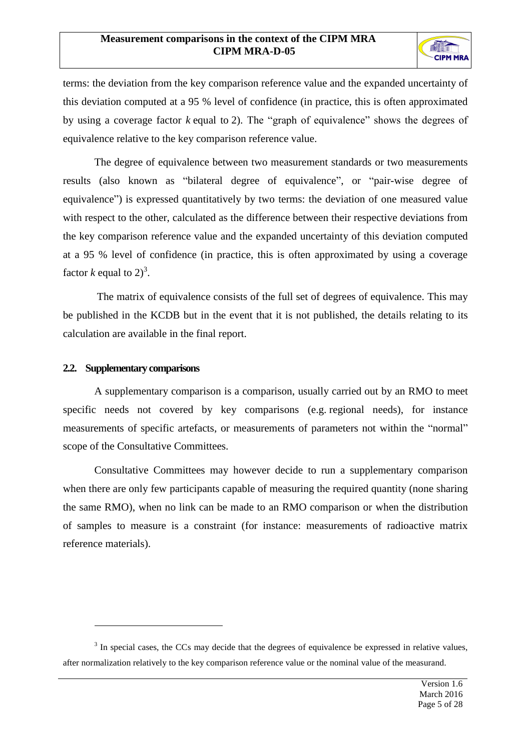terms: the deviation from the key comparison reference value and the expanded uncertainty of this deviation computed at a 95 % level of confidence (in practice, this is often approximated by using a coverage factor $k$ equal to 2). The "graph of equivalence" shows the degrees of equivalence relative to the key comparison reference value.

The degree of equivalence between two measurement standards or two measurements results (also known as "bilateral degree of equivalence", or "pair-wise degree of equivalence") is expressed quantitatively by two terms: the deviation of one measured value with respect to the other, calculated as the difference between their respective deviations from the key comparison reference value and the expanded uncertainty of this deviation computed at a 95 % level of confidence (in practice, this is often approximated by using a coverage factor $k$ equal to 2)[3].

The matrix of equivalence consists of the full set of degrees of equivalence. This may be published in the KCDB but in the event that it is not published, the details relating to its calculation are available in the final report.

### 2.2. Supplementary comparisons

A supplementary comparison is a comparison, usually carried out by an RMO to meet specific needs not covered by key comparisons (e.g. regional needs), for instance measurements of specific artefacts, or measurements of parameters not within the "normal" scope of the Consultative Committees.

Consultative Committees may however decide to run a supplementary comparison when there are only few participants capable of measuring the required quantity (none sharing the same RMO), when no link can be made to an RMO comparison or when the distribution of samples to measure is a constraint (for instance: measurements of radioactive matrix reference materials).

---

[3] In special cases, the CCs may decide that the degrees of equivalence be expressed in relative values, after normalization relatively to the key comparison reference value or the nominal value of the measurand.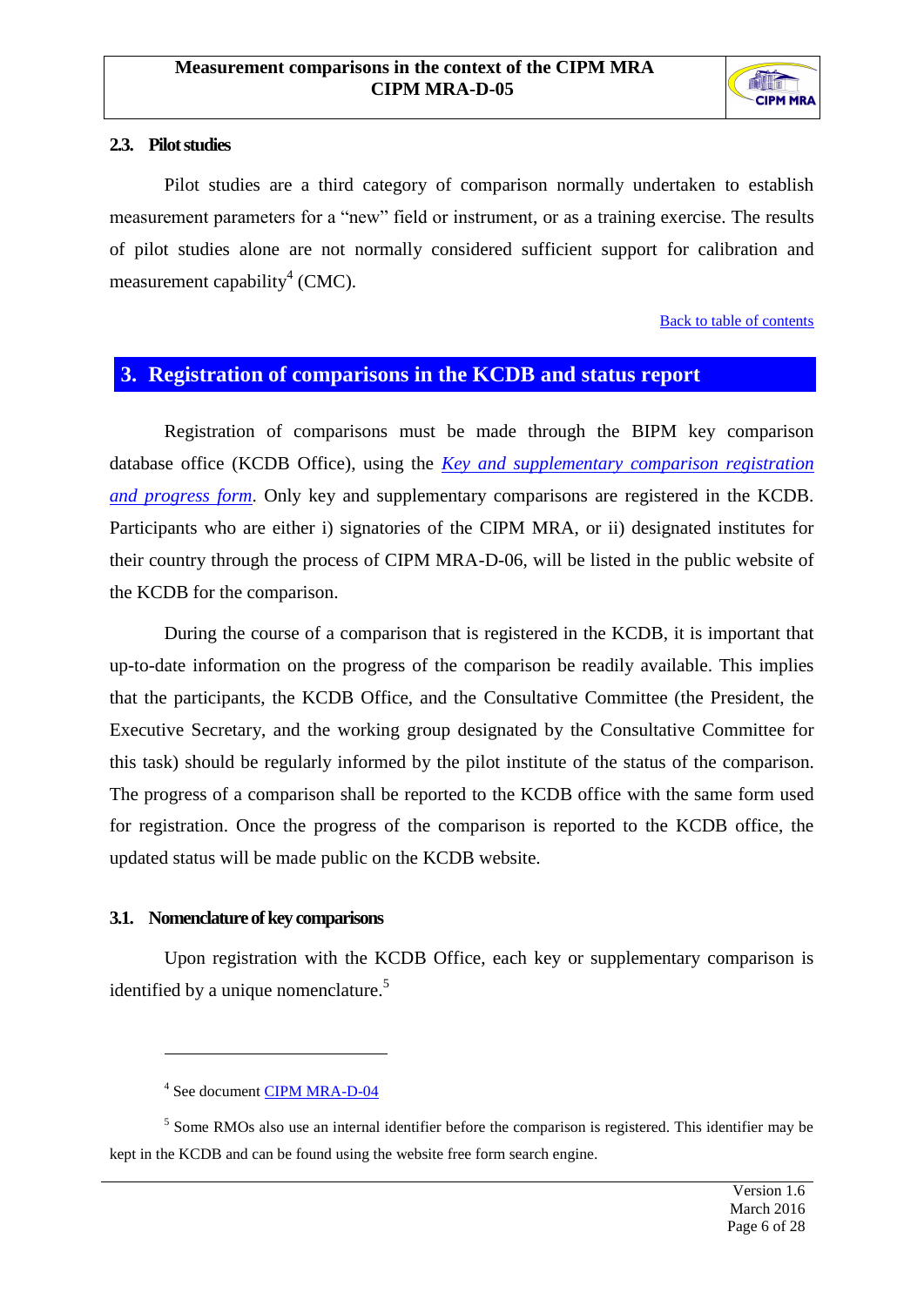### 2.3. Pilot studies

Pilot studies are a third category of comparison normally undertaken to establish measurement parameters for a “new” field or instrument, or as a training exercise. The results of pilot studies alone are not normally considered sufficient support for calibration and measurement capability[4] (CMC).

Back to table of contents

## 3. Registration of comparisons in the KCDB and status report

Registration of comparisons must be made through the BIPM key comparison database office (KCDB Office), using the *Key and supplementary comparison registration and progress form*. Only key and supplementary comparisons are registered in the KCDB. Participants who are either i) signatories of the CIPM MRA, or ii) designated institutes for their country through the process of CIPM MRA-D-06, will be listed in the public website of the KCDB for the comparison.

During the course of a comparison that is registered in the KCDB, it is important that up-to-date information on the progress of the comparison be readily available. This implies that the participants, the KCDB Office, and the Consultative Committee (the President, the Executive Secretary, and the working group designated by the Consultative Committee for this task) should be regularly informed by the pilot institute of the status of the comparison. The progress of a comparison shall be reported to the KCDB office with the same form used for registration. Once the progress of the comparison is reported to the KCDB office, the updated status will be made public on the KCDB website.

### 3.1. Nomenclature of key comparisons

Upon registration with the KCDB Office, each key or supplementary comparison is identified by a unique nomenclature.[5]

---

[4] See document CIPM MRA-D-04

[5] Some RMOs also use an internal identifier before the comparison is registered. This identifier may be kept in the KCDB and can be found using the website free form search engine.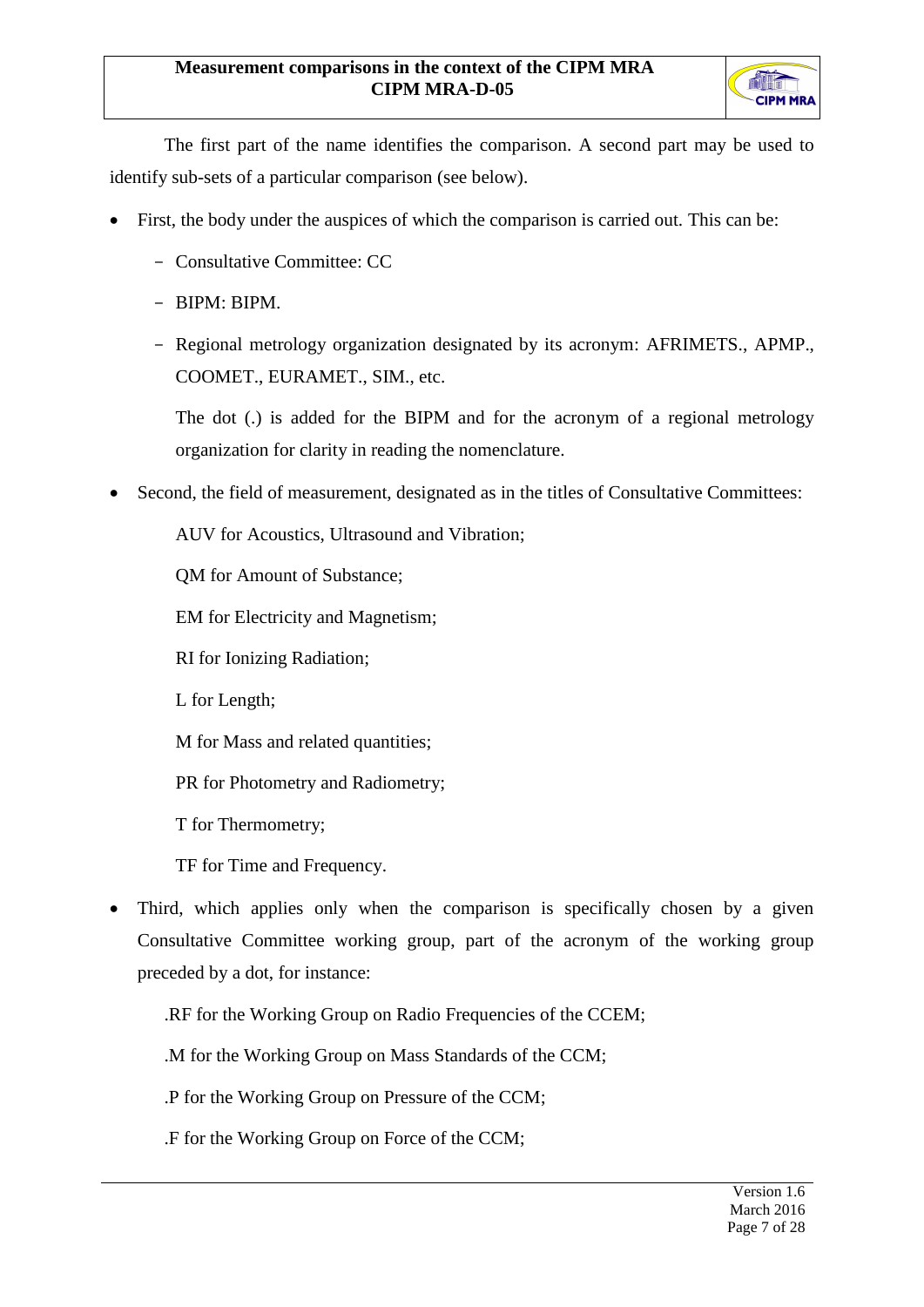The first part of the name identifies the comparison. A second part may be used to identify sub-sets of a particular comparison (see below).

- First, the body under the auspices of which the comparison is carried out. This can be:
  - Consultative Committee: CC
  - BIPM: BIPM.
  - Regional metrology organization designated by its acronym: AFRIMETS., APMP., COOMET., EURAMET., SIM., etc.

  The dot (.) is added for the BIPM and for the acronym of a regional metrology organization for clarity in reading the nomenclature.

- Second, the field of measurement, designated as in the titles of Consultative Committees:

  AUV for Acoustics, Ultrasound and Vibration;

  QM for Amount of Substance;

  EM for Electricity and Magnetism;

  RI for Ionizing Radiation;

  L for Length;

  M for Mass and related quantities;

  PR for Photometry and Radiometry;

  T for Thermometry;

  TF for Time and Frequency.

- Third, which applies only when the comparison is specifically chosen by a given Consultative Committee working group, part of the acronym of the working group preceded by a dot, for instance:

  .RF for the Working Group on Radio Frequencies of the CCEM;

  .M for the Working Group on Mass Standards of the CCM;

  .P for the Working Group on Pressure of the CCM;

  .F for the Working Group on Force of the CCM;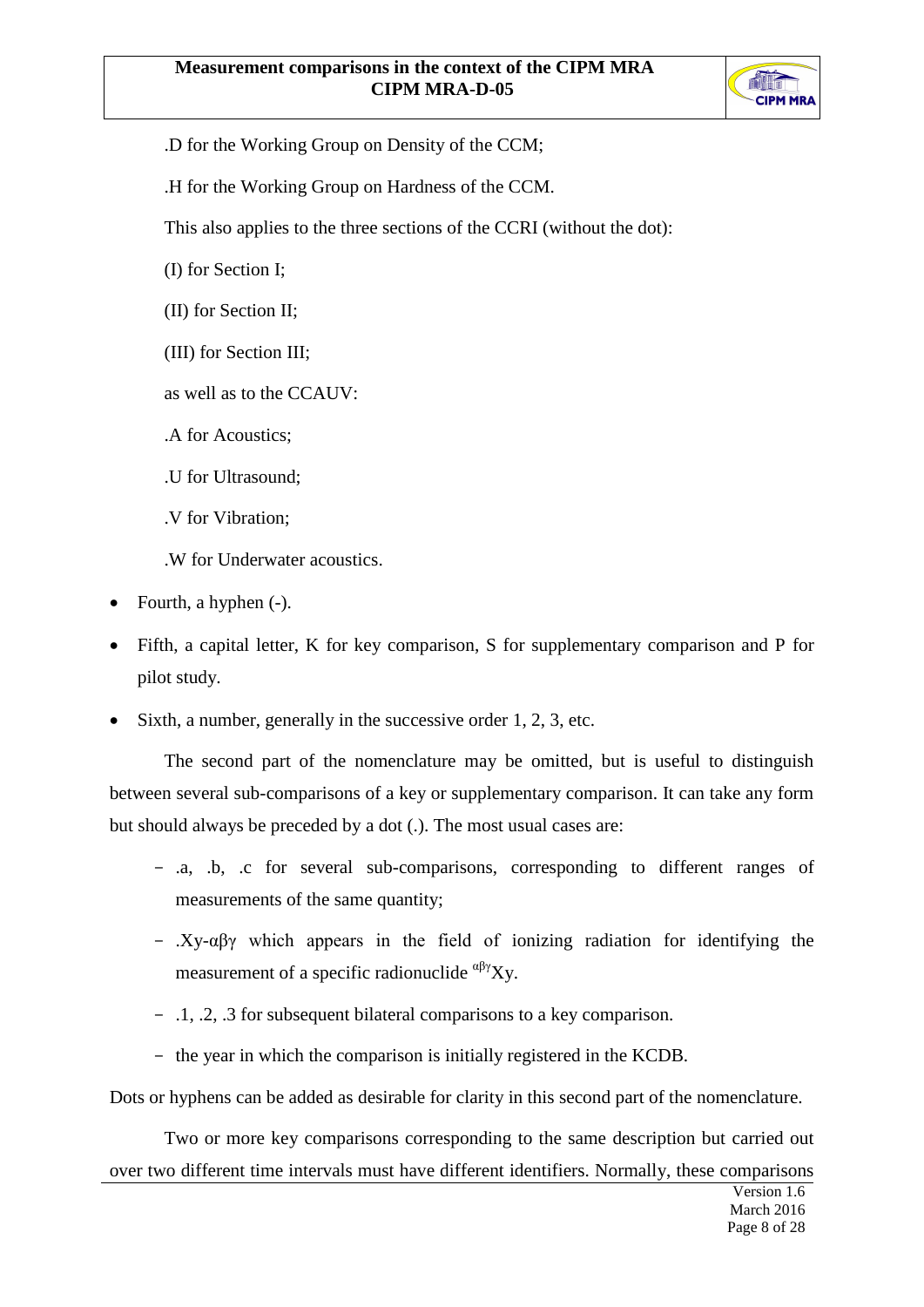.D for the Working Group on Density of the CCM;

.H for the Working Group on Hardness of the CCM.

This also applies to the three sections of the CCRI (without the dot):

(I) for Section I;

(II) for Section II;

(III) for Section III;

as well as to the CCAUV:

.A for Acoustics;

.U for Ultrasound;

.V for Vibration;

.W for Underwater acoustics.

- Fourth, a hyphen (-).
- Fifth, a capital letter, K for key comparison, S for supplementary comparison and P for pilot study.
- Sixth, a number, generally in the successive order 1, 2, 3, etc.

The second part of the nomenclature may be omitted, but is useful to distinguish between several sub-comparisons of a key or supplementary comparison. It can take any form but should always be preceded by a dot (.). The most usual cases are:

- .a, .b, .c for several sub-comparisons, corresponding to different ranges of measurements of the same quantity;
- .Xy-αβγ which appears in the field of ionizing radiation for identifying the measurement of a specific radionuclide $^{\alpha\beta\gamma}$Xy.
- .1, .2, .3 for subsequent bilateral comparisons to a key comparison.
- the year in which the comparison is initially registered in the KCDB.

Dots or hyphens can be added as desirable for clarity in this second part of the nomenclature.

Two or more key comparisons corresponding to the same description but carried out over two different time intervals must have different identifiers. Normally, these comparisons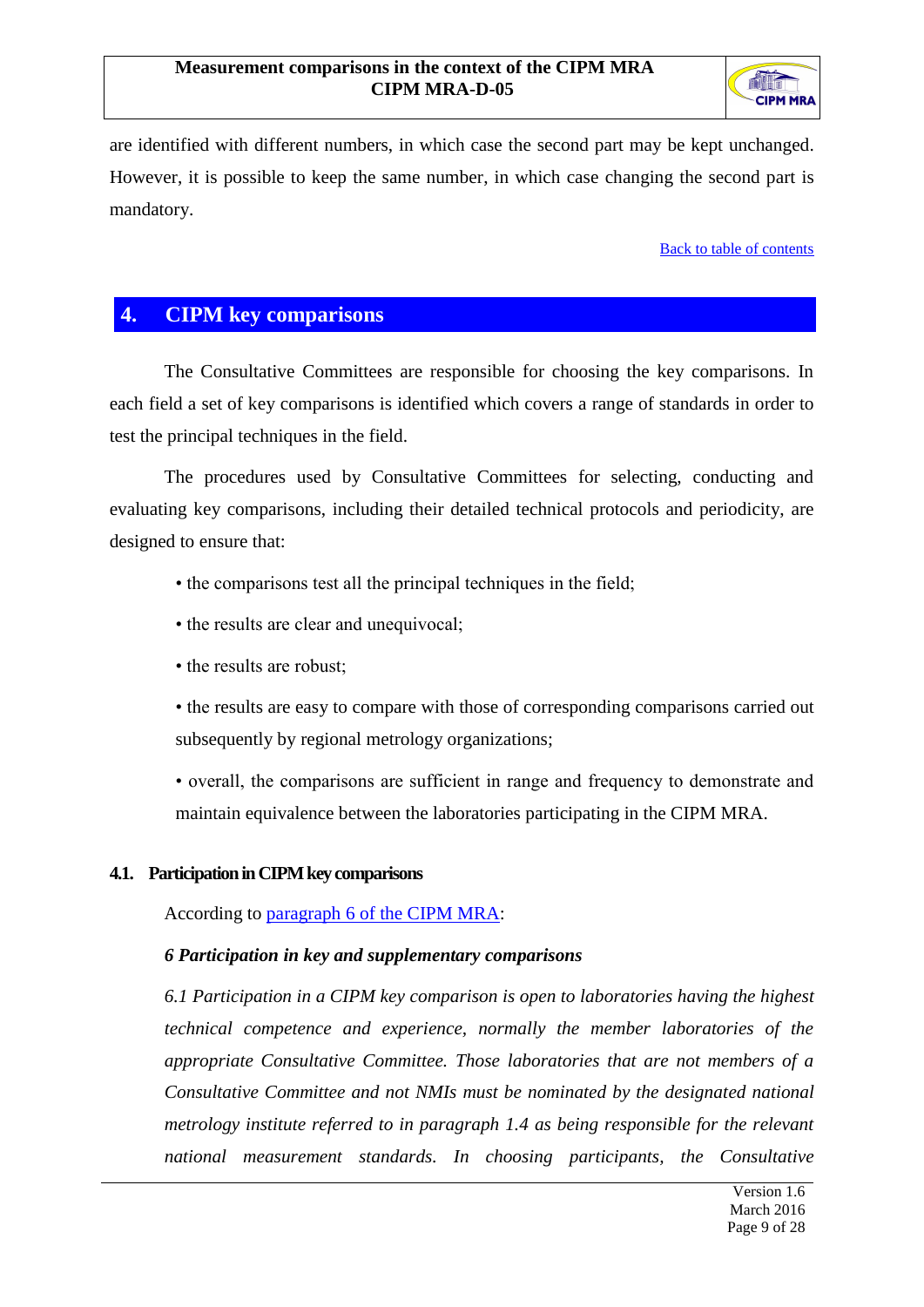are identified with different numbers, in which case the second part may be kept unchanged. However, it is possible to keep the same number, in which case changing the second part is mandatory.

[Back to table of contents]

# 4. CIPM key comparisons

The Consultative Committees are responsible for choosing the key comparisons. In each field a set of key comparisons is identified which covers a range of standards in order to test the principal techniques in the field.

The procedures used by Consultative Committees for selecting, conducting and evaluating key comparisons, including their detailed technical protocols and periodicity, are designed to ensure that:

- the comparisons test all the principal techniques in the field;
- the results are clear and unequivocal;
- the results are robust;
- the results are easy to compare with those of corresponding comparisons carried out subsequently by regional metrology organizations;
- overall, the comparisons are sufficient in range and frequency to demonstrate and maintain equivalence between the laboratories participating in the CIPM MRA.

## 4.1. Participation in CIPM key comparisons

According to [paragraph 6 of the CIPM MRA]:

***6 Participation in key and supplementary comparisons***

*6.1 Participation in a CIPM key comparison is open to laboratories having the highest technical competence and experience, normally the member laboratories of the appropriate Consultative Committee. Those laboratories that are not members of a Consultative Committee and not NMIs must be nominated by the designated national metrology institute referred to in paragraph 1.4 as being responsible for the relevant national measurement standards. In choosing participants, the Consultative*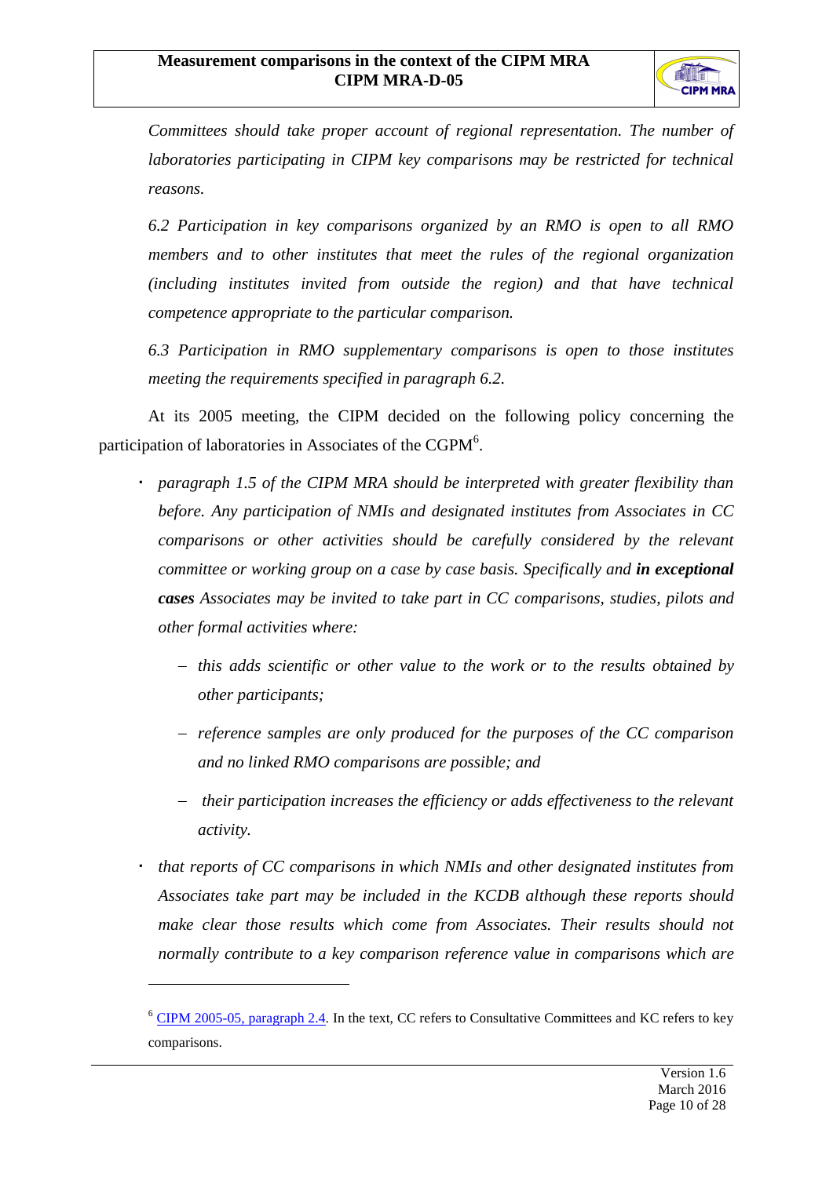*Committees should take proper account of regional representation. The number of laboratories participating in CIPM key comparisons may be restricted for technical reasons.*

*6.2 Participation in key comparisons organized by an RMO is open to all RMO members and to other institutes that meet the rules of the regional organization (including institutes invited from outside the region) and that have technical competence appropriate to the particular comparison.*

*6.3 Participation in RMO supplementary comparisons is open to those institutes meeting the requirements specified in paragraph 6.2.*

At its 2005 meeting, the CIPM decided on the following policy concerning the participation of laboratories in Associates of the CGPM[6].

- *paragraph 1.5 of the CIPM MRA should be interpreted with greater flexibility than before. Any participation of NMIs and designated institutes from Associates in CC comparisons or other activities should be carefully considered by the relevant committee or working group on a case by case basis. Specifically and **in exceptional cases** Associates may be invited to take part in CC comparisons, studies, pilots and other formal activities where:*
  - *this adds scientific or other value to the work or to the results obtained by other participants;*
  - *reference samples are only produced for the purposes of the CC comparison and no linked RMO comparisons are possible; and*
  - *their participation increases the efficiency or adds effectiveness to the relevant activity.*
- *that reports of CC comparisons in which NMIs and other designated institutes from Associates take part may be included in the KCDB although these reports should make clear those results which come from Associates. Their results should not normally contribute to a key comparison reference value in comparisons which are*

---

[6] CIPM 2005-05, paragraph 2.4. In the text, CC refers to Consultative Committees and KC refers to key comparisons.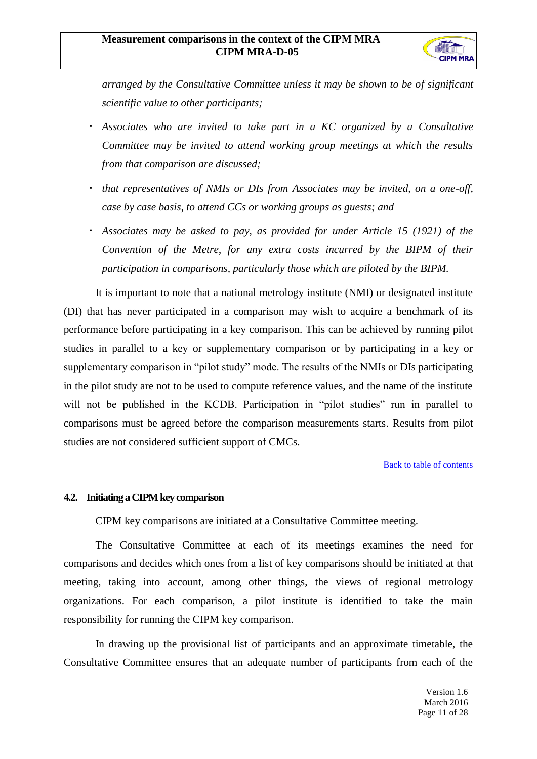*arranged by the Consultative Committee unless it may be shown to be of significant scientific value to other participants;*

- *Associates who are invited to take part in a KC organized by a Consultative Committee may be invited to attend working group meetings at which the results from that comparison are discussed;*
- *that representatives of NMIs or DIs from Associates may be invited, on a one-off, case by case basis, to attend CCs or working groups as guests; and*
- *Associates may be asked to pay, as provided for under Article 15 (1921) of the Convention of the Metre, for any extra costs incurred by the BIPM of their participation in comparisons, particularly those which are piloted by the BIPM.*

It is important to note that a national metrology institute (NMI) or designated institute (DI) that has never participated in a comparison may wish to acquire a benchmark of its performance before participating in a key comparison. This can be achieved by running pilot studies in parallel to a key or supplementary comparison or by participating in a key or supplementary comparison in "pilot study" mode. The results of the NMIs or DIs participating in the pilot study are not to be used to compute reference values, and the name of the institute will not be published in the KCDB. Participation in "pilot studies" run in parallel to comparisons must be agreed before the comparison measurements starts. Results from pilot studies are not considered sufficient support of CMCs.

Back to table of contents

### 4.2. Initiating a CIPM key comparison

CIPM key comparisons are initiated at a Consultative Committee meeting.

The Consultative Committee at each of its meetings examines the need for comparisons and decides which ones from a list of key comparisons should be initiated at that meeting, taking into account, among other things, the views of regional metrology organizations. For each comparison, a pilot institute is identified to take the main responsibility for running the CIPM key comparison.

In drawing up the provisional list of participants and an approximate timetable, the Consultative Committee ensures that an adequate number of participants from each of the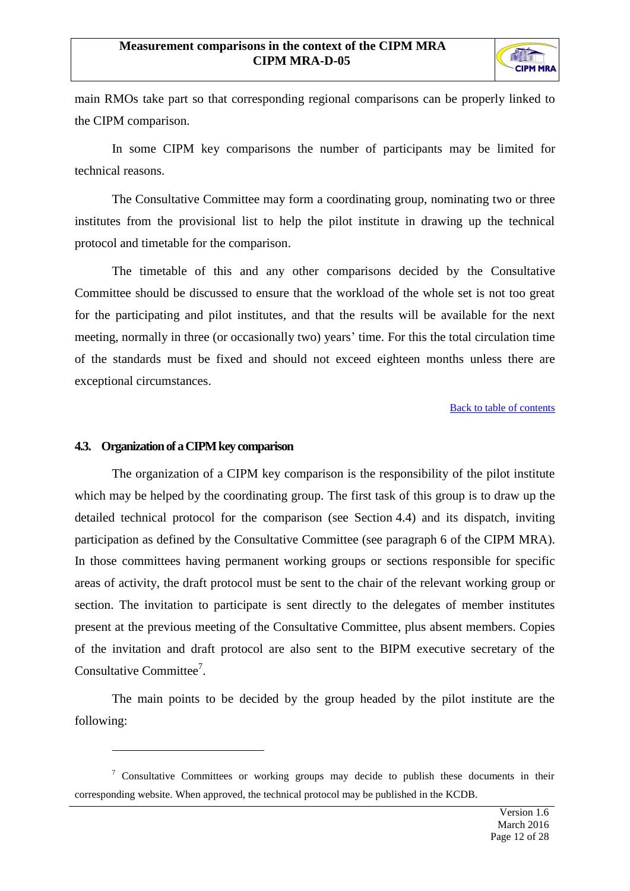main RMOs take part so that corresponding regional comparisons can be properly linked to the CIPM comparison.

In some CIPM key comparisons the number of participants may be limited for technical reasons.

The Consultative Committee may form a coordinating group, nominating two or three institutes from the provisional list to help the pilot institute in drawing up the technical protocol and timetable for the comparison.

The timetable of this and any other comparisons decided by the Consultative Committee should be discussed to ensure that the workload of the whole set is not too great for the participating and pilot institutes, and that the results will be available for the next meeting, normally in three (or occasionally two) years' time. For this the total circulation time of the standards must be fixed and should not exceed eighteen months unless there are exceptional circumstances.

Back to table of contents

### 4.3. Organization of a CIPM key comparison

The organization of a CIPM key comparison is the responsibility of the pilot institute which may be helped by the coordinating group. The first task of this group is to draw up the detailed technical protocol for the comparison (see Section 4.4) and its dispatch, inviting participation as defined by the Consultative Committee (see paragraph 6 of the CIPM MRA). In those committees having permanent working groups or sections responsible for specific areas of activity, the draft protocol must be sent to the chair of the relevant working group or section. The invitation to participate is sent directly to the delegates of member institutes present at the previous meeting of the Consultative Committee, plus absent members. Copies of the invitation and draft protocol are also sent to the BIPM executive secretary of the Consultative Committee[7].

The main points to be decided by the group headed by the pilot institute are the following:

[7] Consultative Committees or working groups may decide to publish these documents in their corresponding website. When approved, the technical protocol may be published in the KCDB.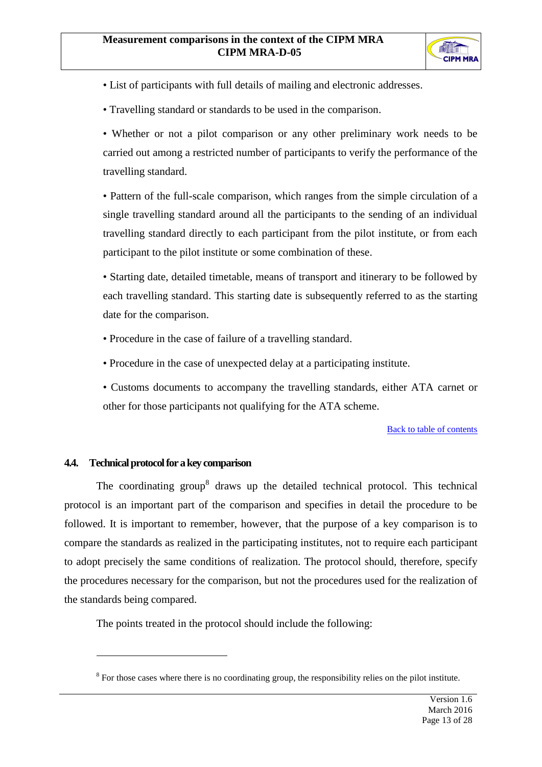- List of participants with full details of mailing and electronic addresses.
- Travelling standard or standards to be used in the comparison.
- Whether or not a pilot comparison or any other preliminary work needs to be carried out among a restricted number of participants to verify the performance of the travelling standard.
- Pattern of the full-scale comparison, which ranges from the simple circulation of a single travelling standard around all the participants to the sending of an individual travelling standard directly to each participant from the pilot institute, or from each participant to the pilot institute or some combination of these.
- Starting date, detailed timetable, means of transport and itinerary to be followed by each travelling standard. This starting date is subsequently referred to as the starting date for the comparison.
- Procedure in the case of failure of a travelling standard.
- Procedure in the case of unexpected delay at a participating institute.
- Customs documents to accompany the travelling standards, either ATA carnet or other for those participants not qualifying for the ATA scheme.

Back to table of contents

### 4.4. Technical protocol for a key comparison

The coordinating group[8] draws up the detailed technical protocol. This technical protocol is an important part of the comparison and specifies in detail the procedure to be followed. It is important to remember, however, that the purpose of a key comparison is to compare the standards as realized in the participating institutes, not to require each participant to adopt precisely the same conditions of realization. The protocol should, therefore, specify the procedures necessary for the comparison, but not the procedures used for the realization of the standards being compared.

The points treated in the protocol should include the following:

[8] For those cases where there is no coordinating group, the responsibility relies on the pilot institute.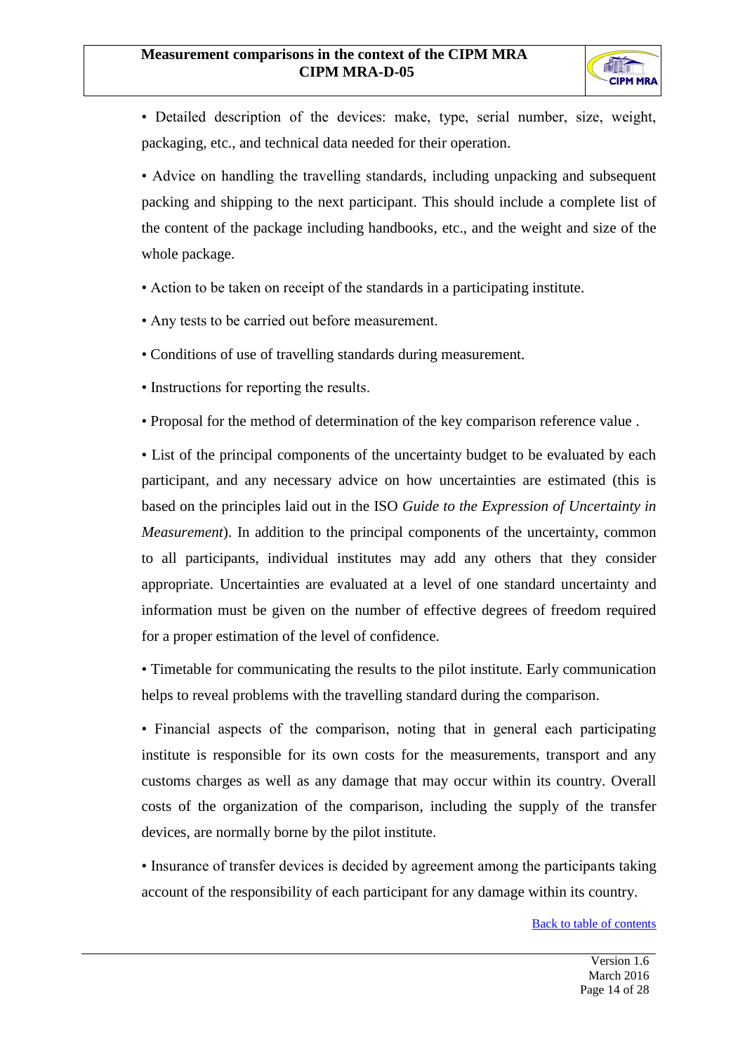- Detailed description of the devices: make, type, serial number, size, weight, packaging, etc., and technical data needed for their operation.
- Advice on handling the travelling standards, including unpacking and subsequent packing and shipping to the next participant. This should include a complete list of the content of the package including handbooks, etc., and the weight and size of the whole package.
- Action to be taken on receipt of the standards in a participating institute.
- Any tests to be carried out before measurement.
- Conditions of use of travelling standards during measurement.
- Instructions for reporting the results.
- Proposal for the method of determination of the key comparison reference value .
- List of the principal components of the uncertainty budget to be evaluated by each participant, and any necessary advice on how uncertainties are estimated (this is based on the principles laid out in the ISO *Guide to the Expression of Uncertainty in Measurement*). In addition to the principal components of the uncertainty, common to all participants, individual institutes may add any others that they consider appropriate. Uncertainties are evaluated at a level of one standard uncertainty and information must be given on the number of effective degrees of freedom required for a proper estimation of the level of confidence.
- Timetable for communicating the results to the pilot institute. Early communication helps to reveal problems with the travelling standard during the comparison.
- Financial aspects of the comparison, noting that in general each participating institute is responsible for its own costs for the measurements, transport and any customs charges as well as any damage that may occur within its country. Overall costs of the organization of the comparison, including the supply of the transfer devices, are normally borne by the pilot institute.
- Insurance of transfer devices is decided by agreement among the participants taking account of the responsibility of each participant for any damage within its country.

Back to table of contents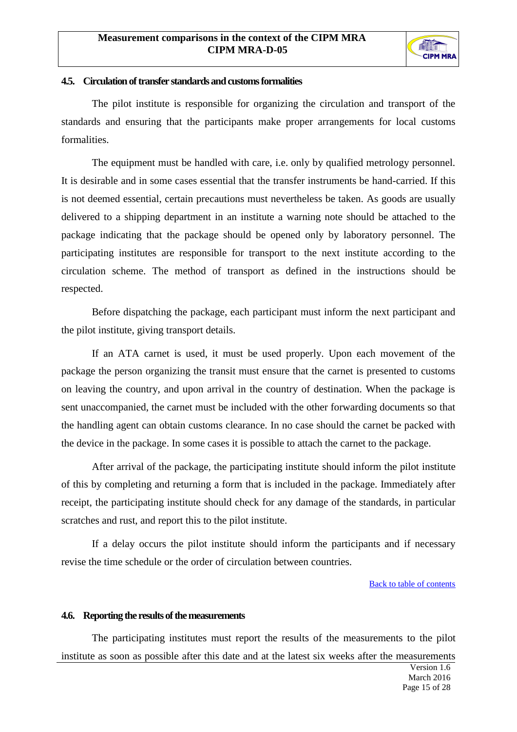### 4.5. Circulation of transfer standards and customs formalities

The pilot institute is responsible for organizing the circulation and transport of the standards and ensuring that the participants make proper arrangements for local customs formalities.

The equipment must be handled with care, i.e. only by qualified metrology personnel. It is desirable and in some cases essential that the transfer instruments be hand-carried. If this is not deemed essential, certain precautions must nevertheless be taken. As goods are usually delivered to a shipping department in an institute a warning note should be attached to the package indicating that the package should be opened only by laboratory personnel. The participating institutes are responsible for transport to the next institute according to the circulation scheme. The method of transport as defined in the instructions should be respected.

Before dispatching the package, each participant must inform the next participant and the pilot institute, giving transport details.

If an ATA carnet is used, it must be used properly. Upon each movement of the package the person organizing the transit must ensure that the carnet is presented to customs on leaving the country, and upon arrival in the country of destination. When the package is sent unaccompanied, the carnet must be included with the other forwarding documents so that the handling agent can obtain customs clearance. In no case should the carnet be packed with the device in the package. In some cases it is possible to attach the carnet to the package.

After arrival of the package, the participating institute should inform the pilot institute of this by completing and returning a form that is included in the package. Immediately after receipt, the participating institute should check for any damage of the standards, in particular scratches and rust, and report this to the pilot institute.

If a delay occurs the pilot institute should inform the participants and if necessary revise the time schedule or the order of circulation between countries.

[Back to table of contents]

### 4.6. Reporting the results of the measurements

The participating institutes must report the results of the measurements to the pilot institute as soon as possible after this date and at the latest six weeks after the measurements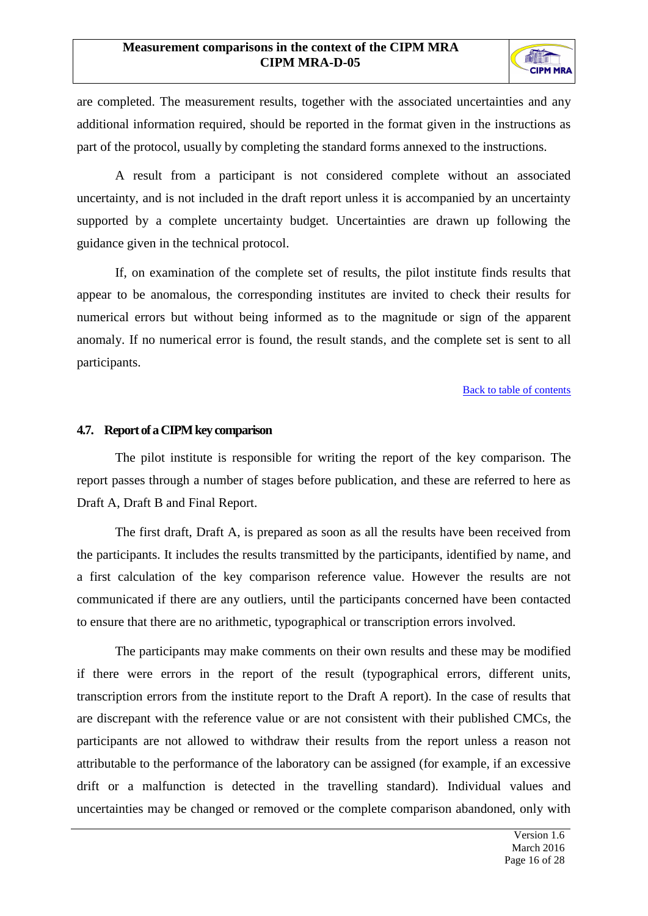are completed. The measurement results, together with the associated uncertainties and any additional information required, should be reported in the format given in the instructions as part of the protocol, usually by completing the standard forms annexed to the instructions.

A result from a participant is not considered complete without an associated uncertainty, and is not included in the draft report unless it is accompanied by an uncertainty supported by a complete uncertainty budget. Uncertainties are drawn up following the guidance given in the technical protocol.

If, on examination of the complete set of results, the pilot institute finds results that appear to be anomalous, the corresponding institutes are invited to check their results for numerical errors but without being informed as to the magnitude or sign of the apparent anomaly. If no numerical error is found, the result stands, and the complete set is sent to all participants.

Back to table of contents

### 4.7. Report of a CIPM key comparison

The pilot institute is responsible for writing the report of the key comparison. The report passes through a number of stages before publication, and these are referred to here as Draft A, Draft B and Final Report.

The first draft, Draft A, is prepared as soon as all the results have been received from the participants. It includes the results transmitted by the participants, identified by name, and a first calculation of the key comparison reference value. However the results are not communicated if there are any outliers, until the participants concerned have been contacted to ensure that there are no arithmetic, typographical or transcription errors involved.

The participants may make comments on their own results and these may be modified if there were errors in the report of the result (typographical errors, different units, transcription errors from the institute report to the Draft A report). In the case of results that are discrepant with the reference value or are not consistent with their published CMCs, the participants are not allowed to withdraw their results from the report unless a reason not attributable to the performance of the laboratory can be assigned (for example, if an excessive drift or a malfunction is detected in the travelling standard). Individual values and uncertainties may be changed or removed or the complete comparison abandoned, only with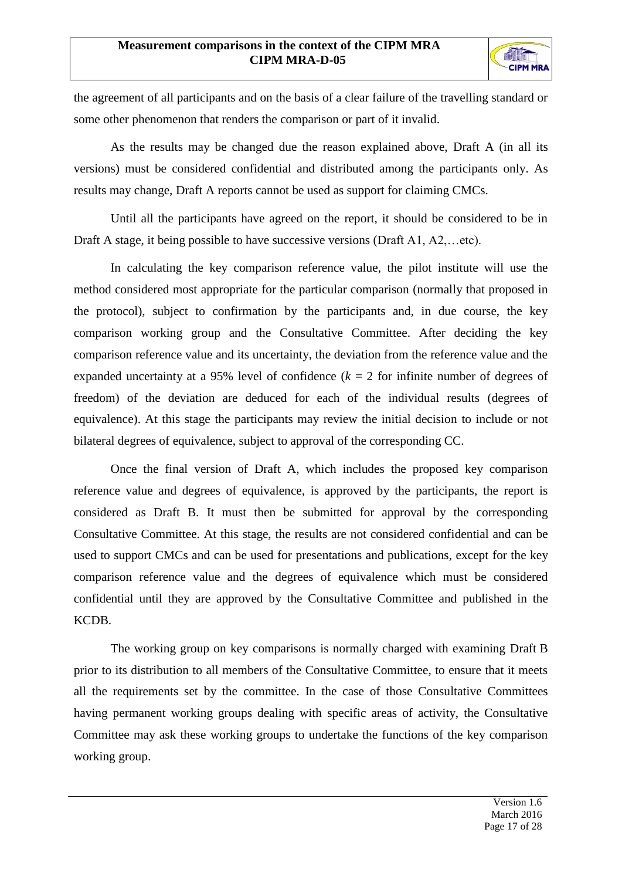the agreement of all participants and on the basis of a clear failure of the travelling standard or some other phenomenon that renders the comparison or part of it invalid.

As the results may be changed due the reason explained above, Draft A (in all its versions) must be considered confidential and distributed among the participants only. As results may change, Draft A reports cannot be used as support for claiming CMCs.

Until all the participants have agreed on the report, it should be considered to be in Draft A stage, it being possible to have successive versions (Draft A1, A2,…etc).

In calculating the key comparison reference value, the pilot institute will use the method considered most appropriate for the particular comparison (normally that proposed in the protocol), subject to confirmation by the participants and, in due course, the key comparison working group and the Consultative Committee. After deciding the key comparison reference value and its uncertainty, the deviation from the reference value and the expanded uncertainty at a 95% level of confidence ($k$ = 2 for infinite number of degrees of freedom) of the deviation are deduced for each of the individual results (degrees of equivalence). At this stage the participants may review the initial decision to include or not bilateral degrees of equivalence, subject to approval of the corresponding CC.

Once the final version of Draft A, which includes the proposed key comparison reference value and degrees of equivalence, is approved by the participants, the report is considered as Draft B. It must then be submitted for approval by the corresponding Consultative Committee. At this stage, the results are not considered confidential and can be used to support CMCs and can be used for presentations and publications, except for the key comparison reference value and the degrees of equivalence which must be considered confidential until they are approved by the Consultative Committee and published in the KCDB.

The working group on key comparisons is normally charged with examining Draft B prior to its distribution to all members of the Consultative Committee, to ensure that it meets all the requirements set by the committee. In the case of those Consultative Committees having permanent working groups dealing with specific areas of activity, the Consultative Committee may ask these working groups to undertake the functions of the key comparison working group.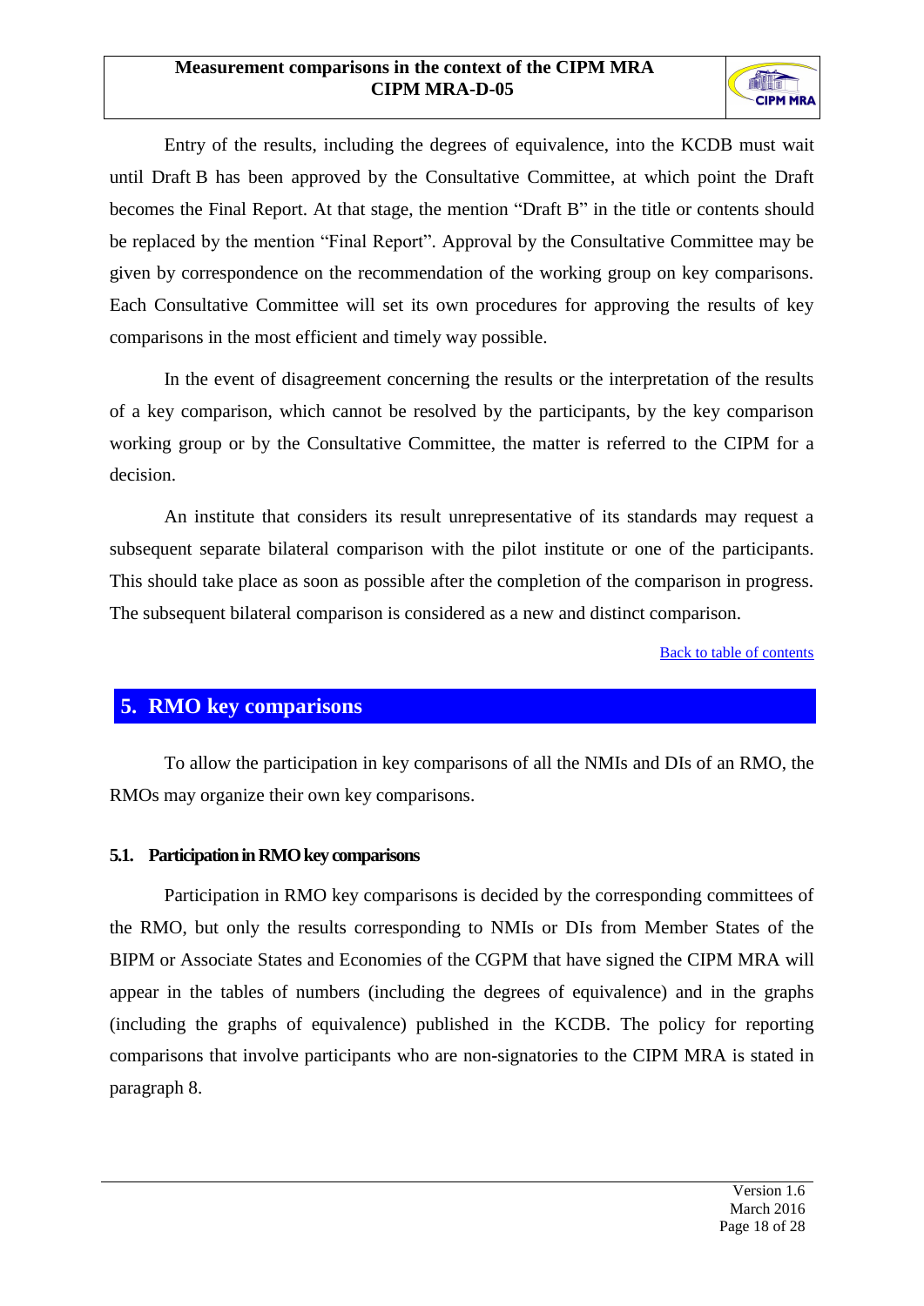Entry of the results, including the degrees of equivalence, into the KCDB must wait until Draft B has been approved by the Consultative Committee, at which point the Draft becomes the Final Report. At that stage, the mention “Draft B” in the title or contents should be replaced by the mention “Final Report”. Approval by the Consultative Committee may be given by correspondence on the recommendation of the working group on key comparisons. Each Consultative Committee will set its own procedures for approving the results of key comparisons in the most efficient and timely way possible.

In the event of disagreement concerning the results or the interpretation of the results of a key comparison, which cannot be resolved by the participants, by the key comparison working group or by the Consultative Committee, the matter is referred to the CIPM for a decision.

An institute that considers its result unrepresentative of its standards may request a subsequent separate bilateral comparison with the pilot institute or one of the participants. This should take place as soon as possible after the completion of the comparison in progress. The subsequent bilateral comparison is considered as a new and distinct comparison.

Back to table of contents

## 5. RMO key comparisons

To allow the participation in key comparisons of all the NMIs and DIs of an RMO, the RMOs may organize their own key comparisons.

### 5.1. Participation in RMO key comparisons

Participation in RMO key comparisons is decided by the corresponding committees of the RMO, but only the results corresponding to NMIs or DIs from Member States of the BIPM or Associate States and Economies of the CGPM that have signed the CIPM MRA will appear in the tables of numbers (including the degrees of equivalence) and in the graphs (including the graphs of equivalence) published in the KCDB. The policy for reporting comparisons that involve participants who are non-signatories to the CIPM MRA is stated in paragraph 8.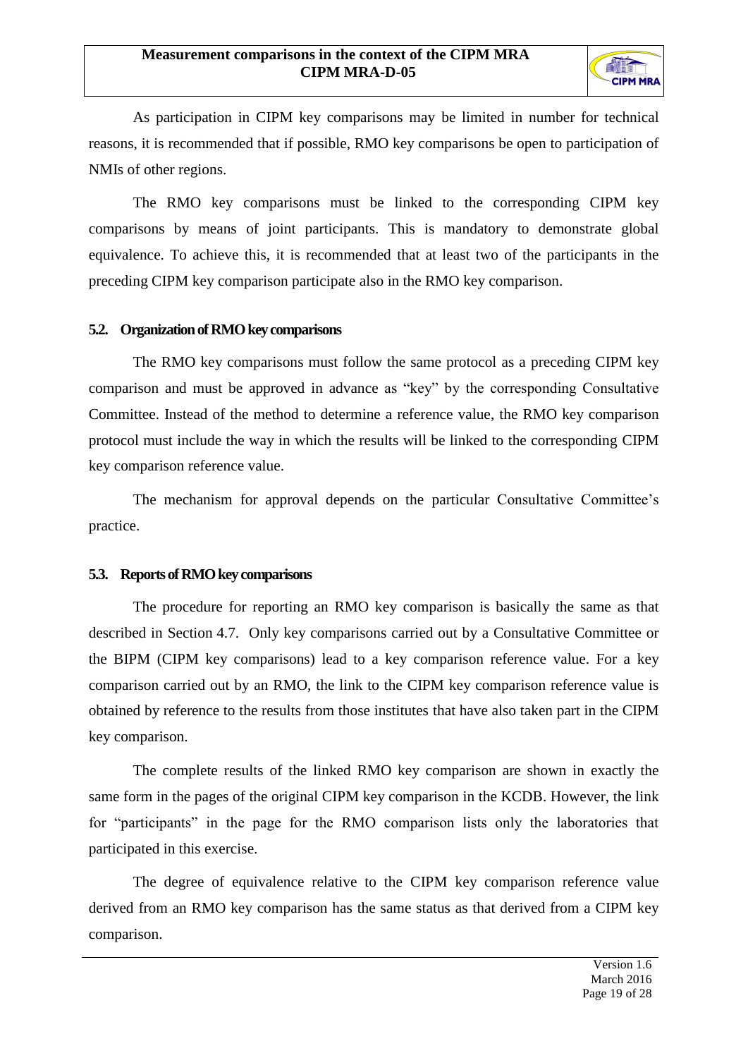As participation in CIPM key comparisons may be limited in number for technical reasons, it is recommended that if possible, RMO key comparisons be open to participation of NMIs of other regions.

The RMO key comparisons must be linked to the corresponding CIPM key comparisons by means of joint participants. This is mandatory to demonstrate global equivalence. To achieve this, it is recommended that at least two of the participants in the preceding CIPM key comparison participate also in the RMO key comparison.

### 5.2. Organization of RMO key comparisons

The RMO key comparisons must follow the same protocol as a preceding CIPM key comparison and must be approved in advance as "key" by the corresponding Consultative Committee. Instead of the method to determine a reference value, the RMO key comparison protocol must include the way in which the results will be linked to the corresponding CIPM key comparison reference value.

The mechanism for approval depends on the particular Consultative Committee's practice.

### 5.3. Reports of RMO key comparisons

The procedure for reporting an RMO key comparison is basically the same as that described in Section 4.7. Only key comparisons carried out by a Consultative Committee or the BIPM (CIPM key comparisons) lead to a key comparison reference value. For a key comparison carried out by an RMO, the link to the CIPM key comparison reference value is obtained by reference to the results from those institutes that have also taken part in the CIPM key comparison.

The complete results of the linked RMO key comparison are shown in exactly the same form in the pages of the original CIPM key comparison in the KCDB. However, the link for "participants" in the page for the RMO comparison lists only the laboratories that participated in this exercise.

The degree of equivalence relative to the CIPM key comparison reference value derived from an RMO key comparison has the same status as that derived from a CIPM key comparison.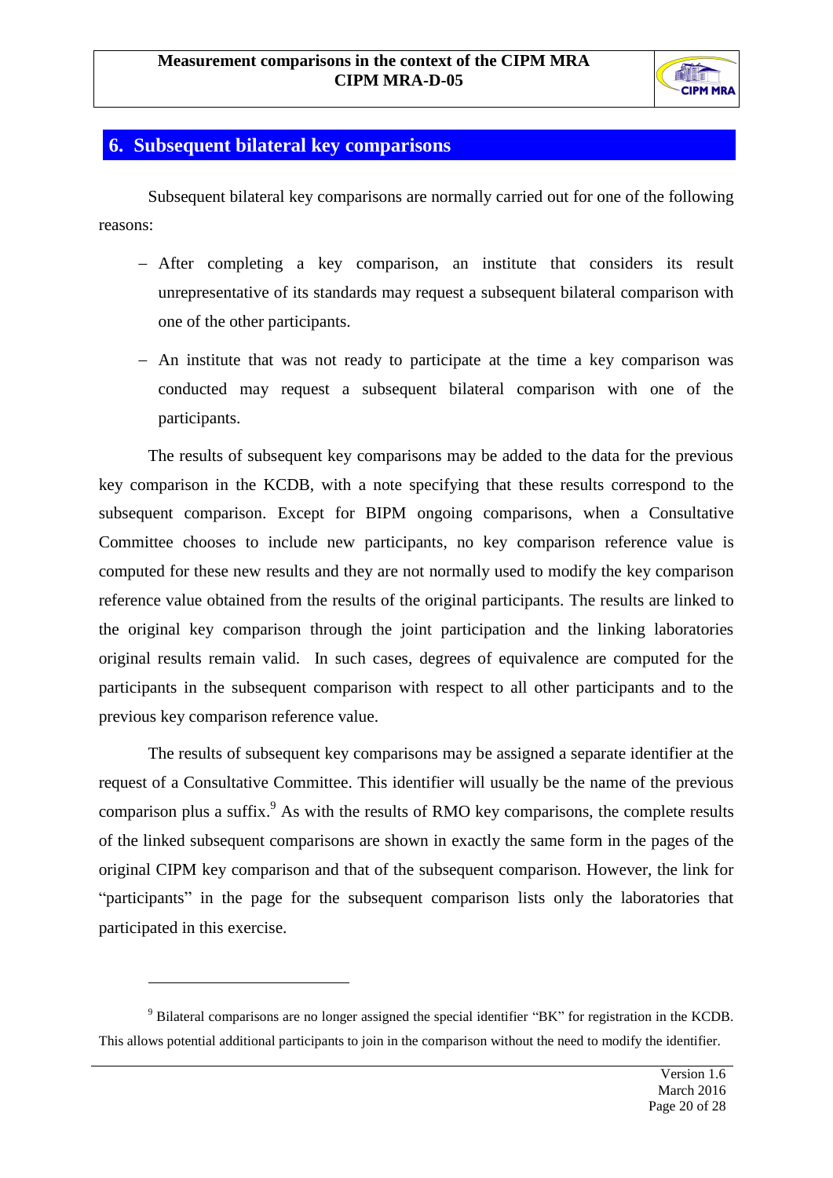## 6. Subsequent bilateral key comparisons

Subsequent bilateral key comparisons are normally carried out for one of the following reasons:

- After completing a key comparison, an institute that considers its result unrepresentative of its standards may request a subsequent bilateral comparison with one of the other participants.
- An institute that was not ready to participate at the time a key comparison was conducted may request a subsequent bilateral comparison with one of the participants.

The results of subsequent key comparisons may be added to the data for the previous key comparison in the KCDB, with a note specifying that these results correspond to the subsequent comparison. Except for BIPM ongoing comparisons, when a Consultative Committee chooses to include new participants, no key comparison reference value is computed for these new results and they are not normally used to modify the key comparison reference value obtained from the results of the original participants. The results are linked to the original key comparison through the joint participation and the linking laboratories original results remain valid. In such cases, degrees of equivalence are computed for the participants in the subsequent comparison with respect to all other participants and to the previous key comparison reference value.

The results of subsequent key comparisons may be assigned a separate identifier at the request of a Consultative Committee. This identifier will usually be the name of the previous comparison plus a suffix.[9] As with the results of RMO key comparisons, the complete results of the linked subsequent comparisons are shown in exactly the same form in the pages of the original CIPM key comparison and that of the subsequent comparison. However, the link for "participants" in the page for the subsequent comparison lists only the laboratories that participated in this exercise.

---

[9] Bilateral comparisons are no longer assigned the special identifier "BK" for registration in the KCDB. This allows potential additional participants to join in the comparison without the need to modify the identifier.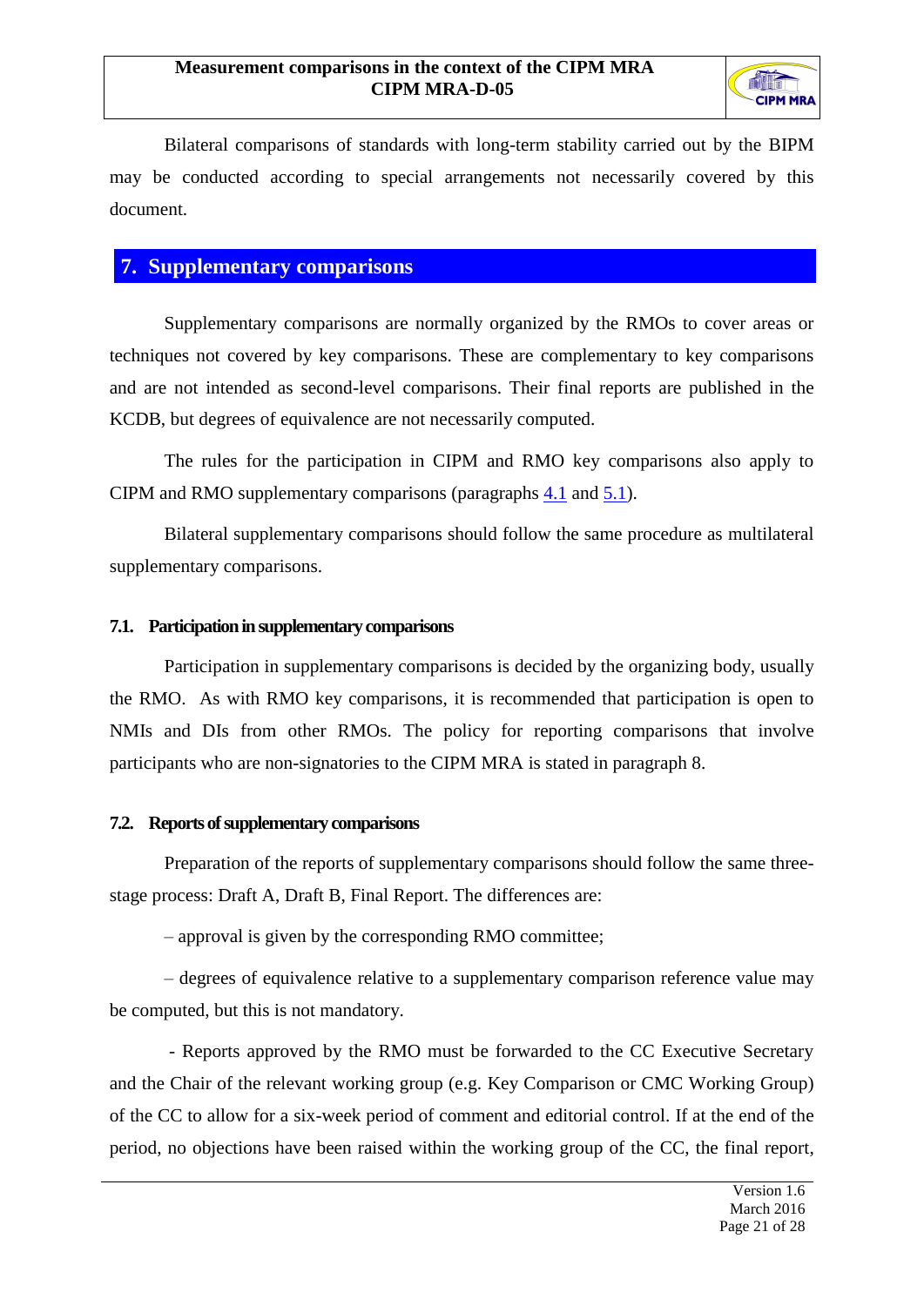Bilateral comparisons of standards with long-term stability carried out by the BIPM may be conducted according to special arrangements not necessarily covered by this document.

## 7. Supplementary comparisons

Supplementary comparisons are normally organized by the RMOs to cover areas or techniques not covered by key comparisons. These are complementary to key comparisons and are not intended as second-level comparisons. Their final reports are published in the KCDB, but degrees of equivalence are not necessarily computed.

The rules for the participation in CIPM and RMO key comparisons also apply to CIPM and RMO supplementary comparisons (paragraphs 4.1 and 5.1).

Bilateral supplementary comparisons should follow the same procedure as multilateral supplementary comparisons.

### 7.1. Participation in supplementary comparisons

Participation in supplementary comparisons is decided by the organizing body, usually the RMO. As with RMO key comparisons, it is recommended that participation is open to NMIs and DIs from other RMOs. The policy for reporting comparisons that involve participants who are non-signatories to the CIPM MRA is stated in paragraph 8.

### 7.2. Reports of supplementary comparisons

Preparation of the reports of supplementary comparisons should follow the same three-stage process: Draft A, Draft B, Final Report. The differences are:

– approval is given by the corresponding RMO committee;

– degrees of equivalence relative to a supplementary comparison reference value may be computed, but this is not mandatory.

- Reports approved by the RMO must be forwarded to the CC Executive Secretary and the Chair of the relevant working group (e.g. Key Comparison or CMC Working Group) of the CC to allow for a six-week period of comment and editorial control. If at the end of the period, no objections have been raised within the working group of the CC, the final report,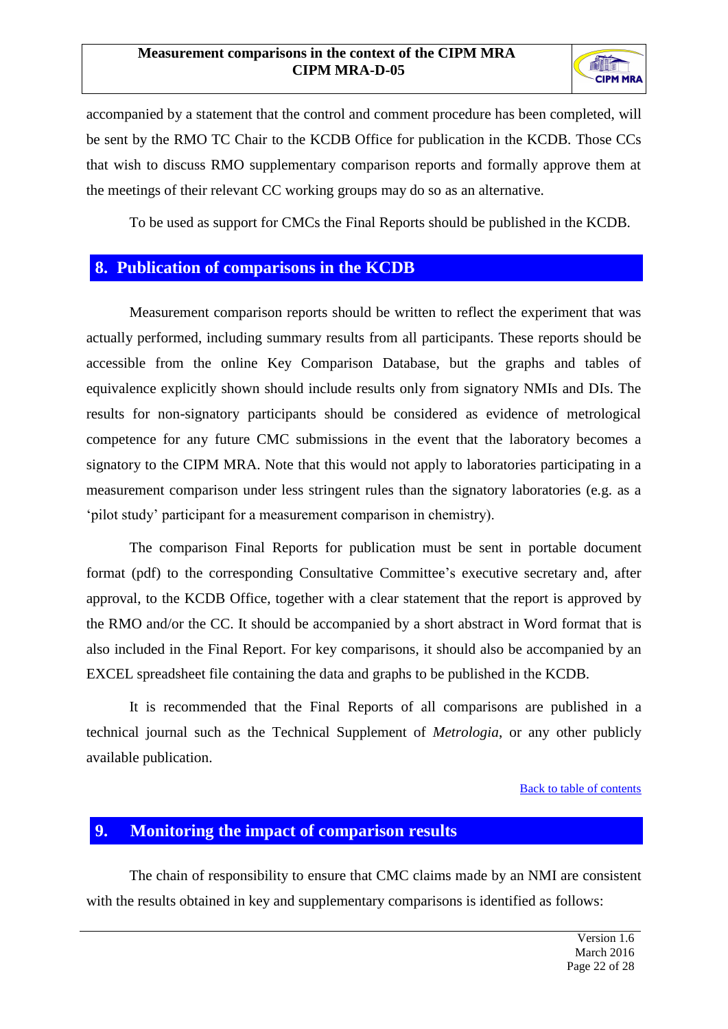accompanied by a statement that the control and comment procedure has been completed, will be sent by the RMO TC Chair to the KCDB Office for publication in the KCDB. Those CCs that wish to discuss RMO supplementary comparison reports and formally approve them at the meetings of their relevant CC working groups may do so as an alternative.

To be used as support for CMCs the Final Reports should be published in the KCDB.

## 8. Publication of comparisons in the KCDB

Measurement comparison reports should be written to reflect the experiment that was actually performed, including summary results from all participants. These reports should be accessible from the online Key Comparison Database, but the graphs and tables of equivalence explicitly shown should include results only from signatory NMIs and DIs. The results for non-signatory participants should be considered as evidence of metrological competence for any future CMC submissions in the event that the laboratory becomes a signatory to the CIPM MRA. Note that this would not apply to laboratories participating in a measurement comparison under less stringent rules than the signatory laboratories (e.g. as a 'pilot study' participant for a measurement comparison in chemistry).

The comparison Final Reports for publication must be sent in portable document format (pdf) to the corresponding Consultative Committee's executive secretary and, after approval, to the KCDB Office, together with a clear statement that the report is approved by the RMO and/or the CC. It should be accompanied by a short abstract in Word format that is also included in the Final Report. For key comparisons, it should also be accompanied by an EXCEL spreadsheet file containing the data and graphs to be published in the KCDB.

It is recommended that the Final Reports of all comparisons are published in a technical journal such as the Technical Supplement of *Metrologia*, or any other publicly available publication.

Back to table of contents

## 9. Monitoring the impact of comparison results

The chain of responsibility to ensure that CMC claims made by an NMI are consistent with the results obtained in key and supplementary comparisons is identified as follows: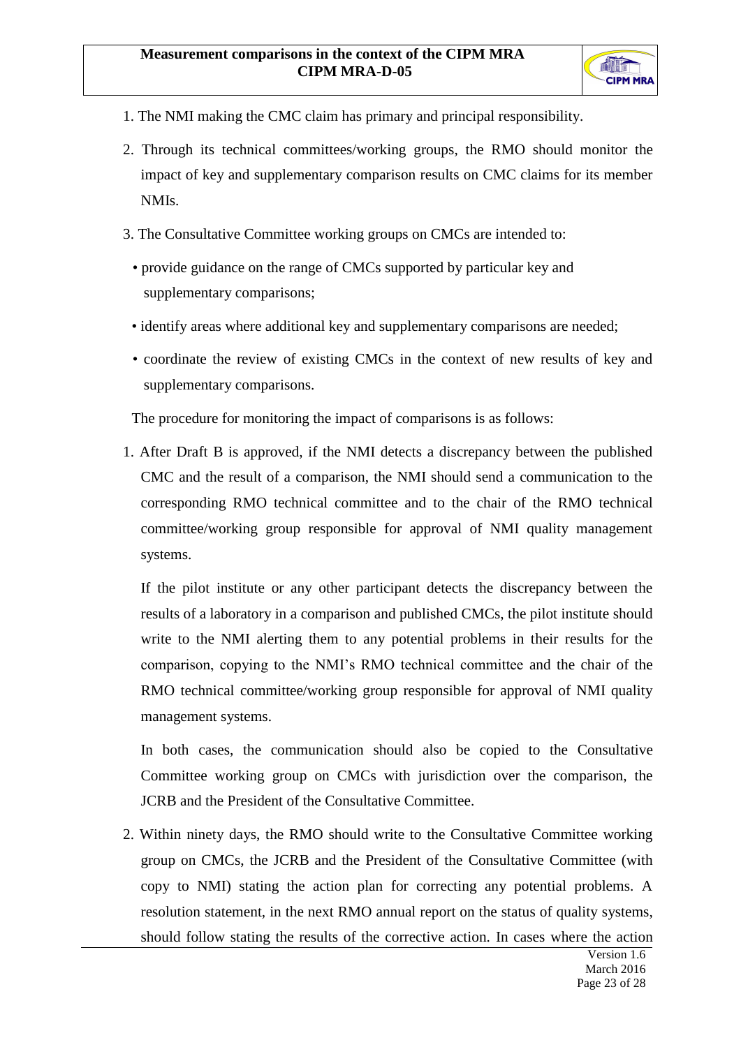1. The NMI making the CMC claim has primary and principal responsibility.

2. Through its technical committees/working groups, the RMO should monitor the impact of key and supplementary comparison results on CMC claims for its member NMIs.

3. The Consultative Committee working groups on CMCs are intended to:

   - provide guidance on the range of CMCs supported by particular key and supplementary comparisons;
   - identify areas where additional key and supplementary comparisons are needed;
   - coordinate the review of existing CMCs in the context of new results of key and supplementary comparisons.

The procedure for monitoring the impact of comparisons is as follows:

1. After Draft B is approved, if the NMI detects a discrepancy between the published CMC and the result of a comparison, the NMI should send a communication to the corresponding RMO technical committee and to the chair of the RMO technical committee/working group responsible for approval of NMI quality management systems.

   If the pilot institute or any other participant detects the discrepancy between the results of a laboratory in a comparison and published CMCs, the pilot institute should write to the NMI alerting them to any potential problems in their results for the comparison, copying to the NMI's RMO technical committee and the chair of the RMO technical committee/working group responsible for approval of NMI quality management systems.

   In both cases, the communication should also be copied to the Consultative Committee working group on CMCs with jurisdiction over the comparison, the JCRB and the President of the Consultative Committee.

2. Within ninety days, the RMO should write to the Consultative Committee working group on CMCs, the JCRB and the President of the Consultative Committee (with copy to NMI) stating the action plan for correcting any potential problems. A resolution statement, in the next RMO annual report on the status of quality systems, should follow stating the results of the corrective action. In cases where the action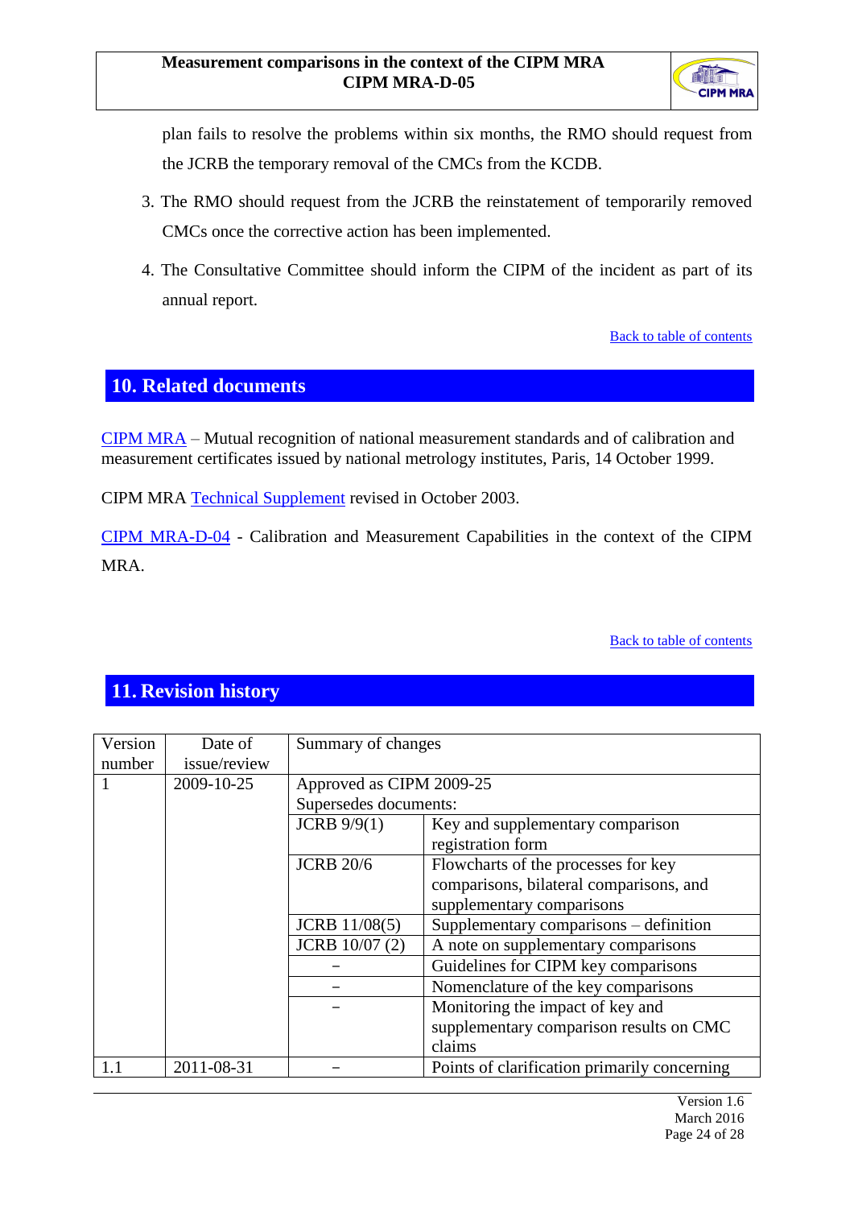plan fails to resolve the problems within six months, the RMO should request from the JCRB the temporary removal of the CMCs from the KCDB.

3. The RMO should request from the JCRB the reinstatement of temporarily removed CMCs once the corrective action has been implemented.

4. The Consultative Committee should inform the CIPM of the incident as part of its annual report.

Back to table of contents

## 10. Related documents

CIPM MRA – Mutual recognition of national measurement standards and of calibration and measurement certificates issued by national metrology institutes, Paris, 14 October 1999.

CIPM MRA Technical Supplement revised in October 2003.

CIPM MRA-D-04 - Calibration and Measurement Capabilities in the context of the CIPM MRA.

Back to table of contents

## 11. Revision history

| Version number | Date of issue/review | Summary of changes | |
|---|---|---|---|
| 1 | 2009-10-25 | Approved as CIPM 2009-25<br>Supersedes documents: | |
| | | JCRB 9/9(1) | Key and supplementary comparison registration form |
| | | JCRB 20/6 | Flowcharts of the processes for key comparisons, bilateral comparisons, and supplementary comparisons |
| | | JCRB 11/08(5) | Supplementary comparisons – definition |
| | | JCRB 10/07 (2) | A note on supplementary comparisons |
| | | – | Guidelines for CIPM key comparisons |
| | | – | Nomenclature of the key comparisons |
| | | – | Monitoring the impact of key and supplementary comparison results on CMC claims |
| 1.1 | 2011-08-31 | – | Points of clarification primarily concerning |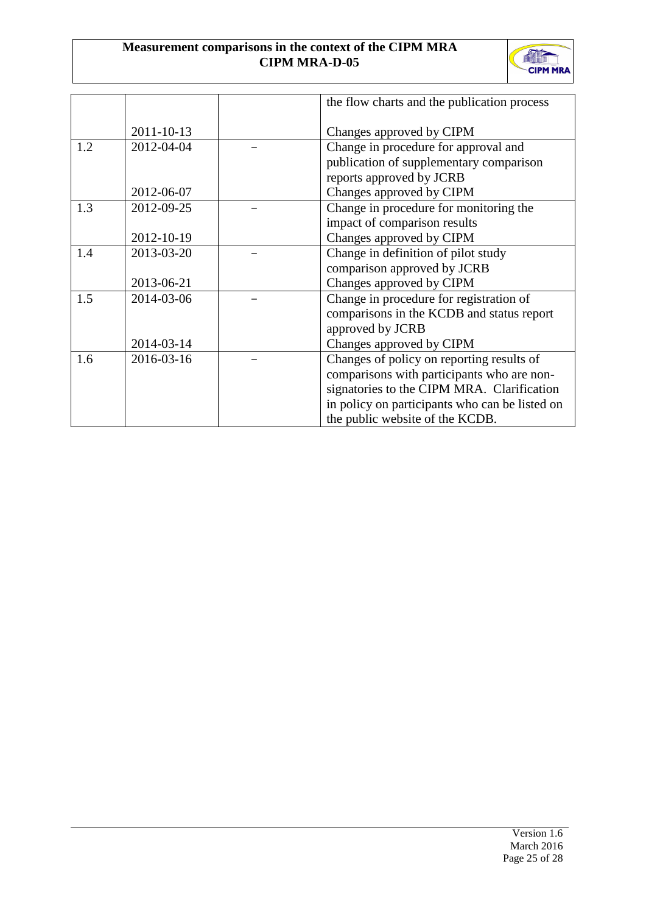| | | | |
|---|---|---|---|
| | | | the flow charts and the publication process |
| | 2011-10-13 | | Changes approved by CIPM |
| 1.2 | 2012-04-04 | – | Change in procedure for approval and publication of supplementary comparison reports approved by JCRB |
| | 2012-06-07 | | Changes approved by CIPM |
| 1.3 | 2012-09-25 | – | Change in procedure for monitoring the impact of comparison results |
| | 2012-10-19 | | Changes approved by CIPM |
| 1.4 | 2013-03-20 | – | Change in definition of pilot study comparison approved by JCRB |
| | 2013-06-21 | | Changes approved by CIPM |
| 1.5 | 2014-03-06 | – | Change in procedure for registration of comparisons in the KCDB and status report approved by JCRB |
| | 2014-03-14 | | Changes approved by CIPM |
| 1.6 | 2016-03-16 | – | Changes of policy on reporting results of comparisons with participants who are non-signatories to the CIPM MRA. Clarification in policy on participants who can be listed on the public website of the KCDB. |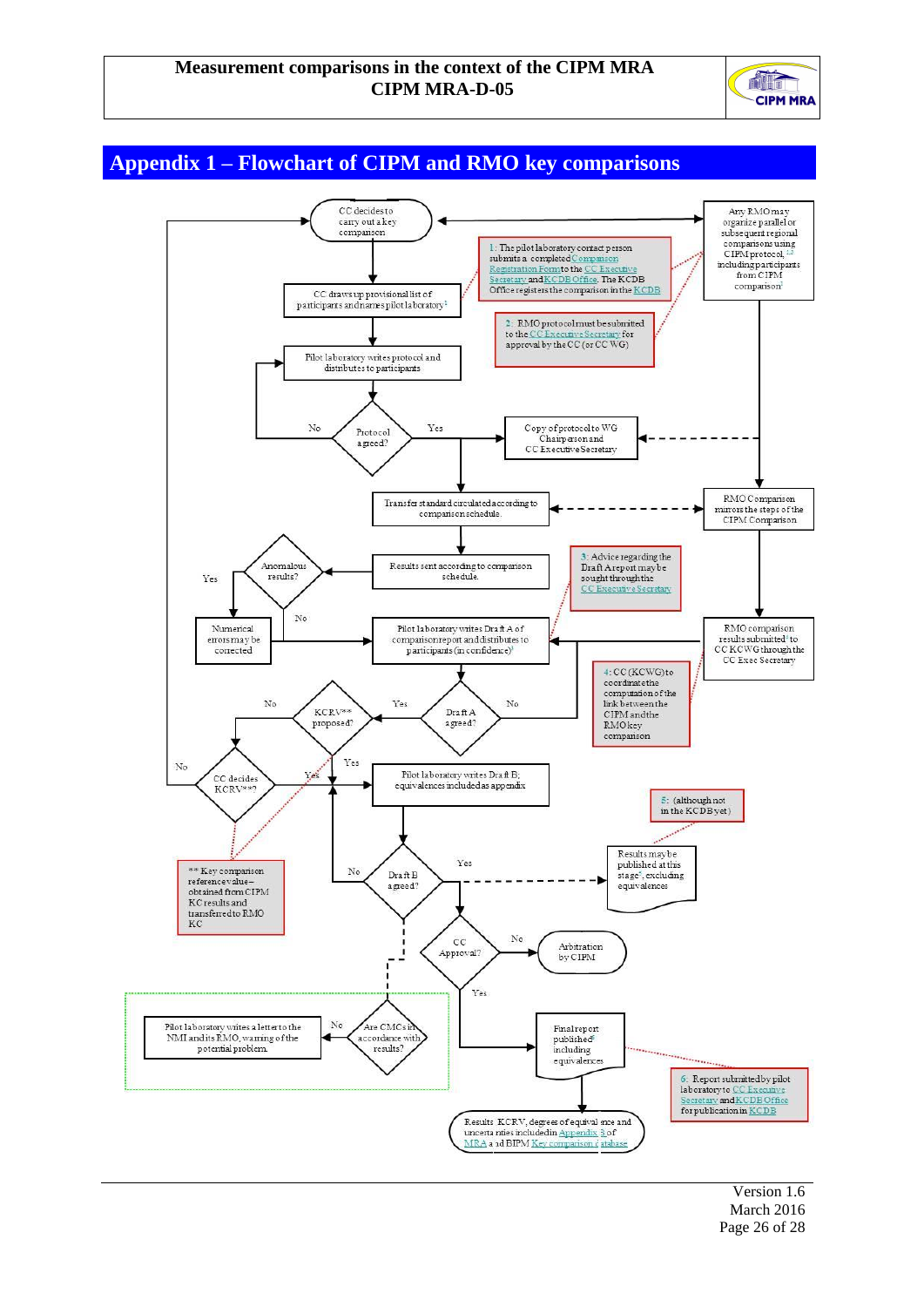# Appendix 1 – Flowchart of CIPM and RMO key comparisons

CC decides to carry out a key comparison

CC draws up provisional list of participants and names pilot laboratory[1]

Pilot laboratory writes protocol and distributes to participants

Protocol agreed? — No / Yes

Copy of protocol to WG Chairperson and CC Executive Secretary

Transfer standard circulated according to comparison schedule.

Results sent according to comparison schedule.

Anomalous results? — Yes / No

Numerical errors may be corrected

Pilot laboratory writes Draft A of comparison report and distributes to participants (in confidence)[3]

Draft A agreed? — Yes / No

KCRV** proposed? — Yes / No

CC decides KCRV**? — Yes / No

Pilot laboratory writes Draft B; equivalences included as appendix

Draft B agreed? — Yes / No

Results may be published at this stage[5], excluding equivalences

CC Approval? — Yes / No

Arbitration by CIPM

Final report published[6] including equivalences

Results KCRV, degrees of equivalence and uncertainties included in Appendix B of MRA and BIPM Key comparison database

Are CMCs in accordance with results? — No

Pilot laboratory writes a letter to the NMI and its RMO, warning of the potential problem.

Any RMO may organize parallel or subsequent regional comparisons using CIPM protocol,[1,2] including participants from CIPM comparison[3]

RMO Comparison mirrors the steps of the CIPM Comparison

RMO comparison results submitted[4] to CC KCWG through the CC Exec Secretary

1: The pilot laboratory contact person submits a completed Comparison Registration Form to the CC Executive Secretary and KCDB Office. The KCDB Office registers the comparison in the KCDB

2: RMO protocol must be submitted to the CC Executive Secretary for approval by the CC (or CC WG)

3: Advice regarding the Draft A report may be sought through the CC Executive Secretary

4: CC (KCWG) to coordinate the computation of the link between the CIPM and the RMO key comparison

5: (although not in the KCDB yet)

6: Report submitted by pilot laboratory to CC Executive Secretary and KCDB Office for publication in KCDB

** Key comparison reference value – obtained from CIPM KC results and transferred to RMO KC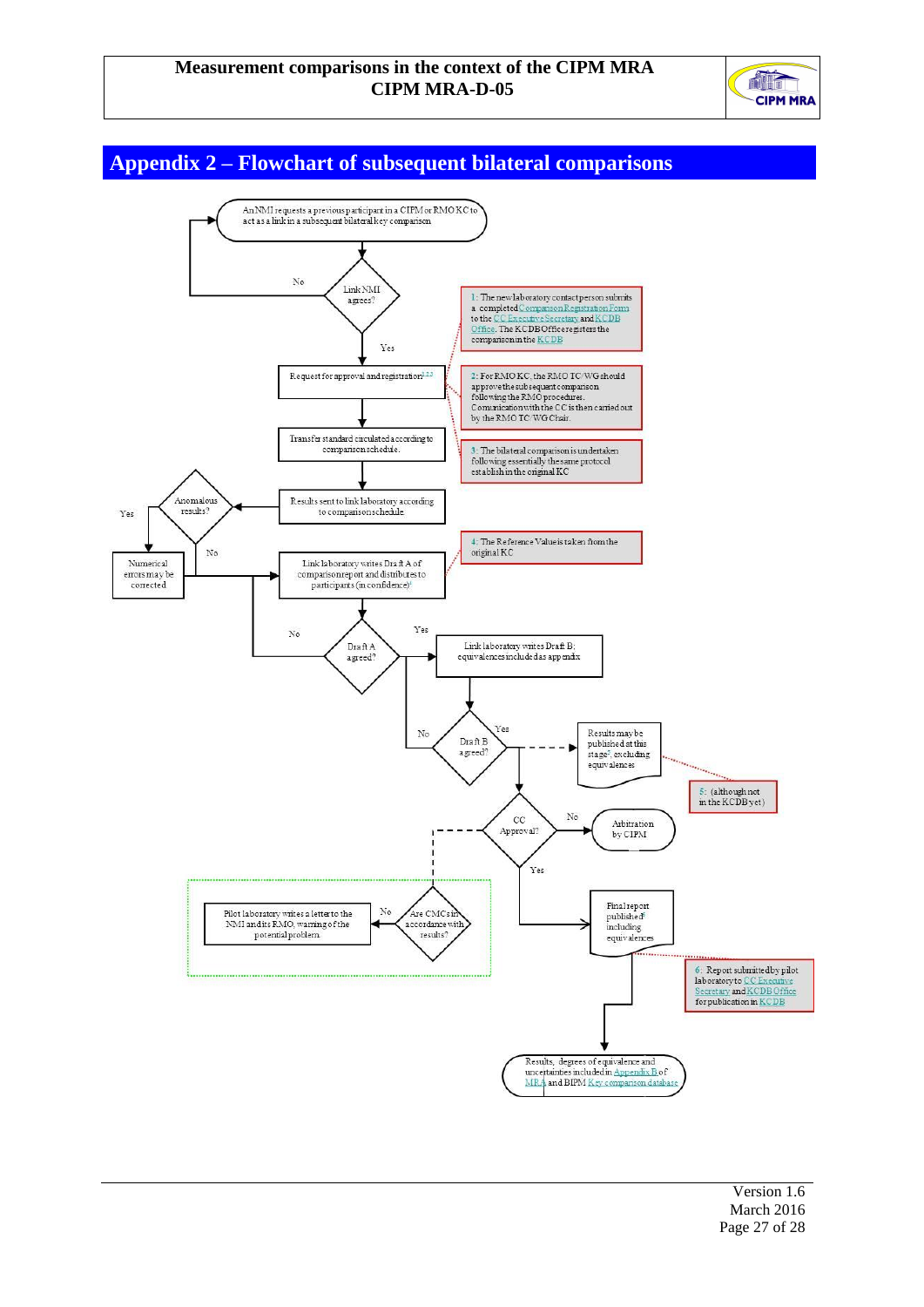## Appendix 2 – Flowchart of subsequent bilateral comparisons

An NMI requests a previous participant in a CIPM or RMO KC to act as a link in a subsequent bilateral key comparison

Link NMI agrees? — No / Yes

Request for approval and registration[1,2,3]

Transfer standard circulated according to comparison schedule.

Results sent to link laboratory according to comparison schedule.

Anomalous results? — Yes / No

Numerical errors may be corrected

Link laboratory writes Draft A of comparison report and distributes to participants (in confidence)[4]

Draft A agreed? — No / Yes

Link laboratory writes Draft B; equivalences included as appendix

Draft B agreed? — No / Yes

Results may be published at this stage[5], excluding equivalences

CC Approval? — No / Yes

Arbitration by CIPM

Are CMCs in accordance with results? — No

Pilot laboratory writes a letter to the NMI and its RMO, warning of the potential problem

Final report published[6] including equivalences

Results, degrees of equivalence and uncertainties included in Appendix B of MRA and BIPM Key comparison database

1: The new laboratory contact person submits a completed Comparison Registration Form to the CC Executive Secretary and KCDB Office. The KCDB Office registers the comparison in the KCDB

2: For RMO KC, the RMO TC/WG should approve the subsequent comparison following the RMO procedures. Communication with the CC is then carried out by the RMO TC/WG Chair.

3: The bilateral comparison is undertaken following essentially the same protocol establish in the original KC

4: The Reference Value is taken from the original KC

5: (although not in the KCDB yet)

6: Report submitted by pilot laboratory to CC Executive Secretary and KCDB Office for publication in KCDB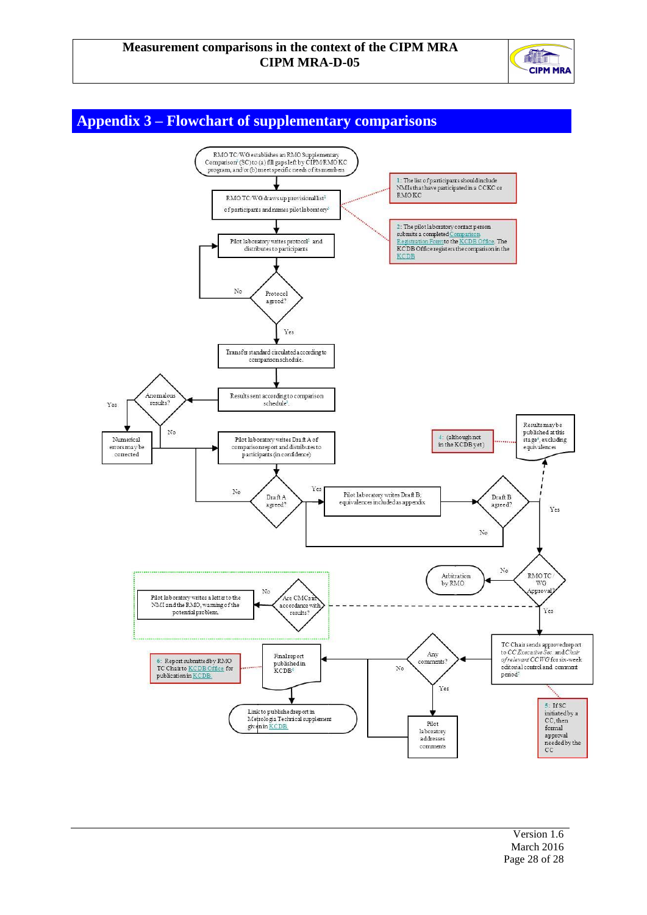# Appendix 3 – Flowchart of supplementary comparisons

RMO TC/WG establishes an RMO Supplementary Comparison[3] (SC) to (a) fill gaps left by CIPM/RMO KC program, and/or (b) meet specific needs of its members

RMO TC/WG draws up provisional list[1] of participants and names pilot laboratory[2]

Pilot laboratory writes protocol[2] and distributes to participants

Protocol agreed?

No

Yes

Transfer standard circulated according to comparison schedule.

Results sent according to comparison schedule[3].

Anomalous results?

Yes

No

Numerical errors may be corrected

Pilot laboratory writes Draft A of comparison report and distributes to participants (in confidence)

Draft A agreed?

No

Yes

Pilot laboratory writes Draft B; equivalences included as appendix

Draft B agreed?

No

Yes

Results may be published at this stage[4], excluding equivalences

RMO TC / WG Approval?

No

Arbitration by RMO

Yes

Are CMCs in accordance with results?

No

Pilot laboratory writes a letter to the NMI and the RMO, warning of the potential problem.

TC Chair sends approved report to *CC Executive Sec.* and *Chair of relevant CCWG* for six-week editorial control and comment period[5]

Any comments?

No

Yes

Pilot laboratory addresses comments

Final report published in KCDB[6]

Link to published report in Metrologia Technical supplement given in KCDB

1: The list of participants should include NMIs that have participated in a CCKC or RMO KC

2: The pilot laboratory contact person submits a completed Comparison Registration Form to the KCDB Office. The KCDB Office registers the comparison in the KCDB

4: (although not in the KCDB yet)

5: If SC initiated by a CC, then formal approval needed by the CC

6: Report submitted by RMO TC Chair to KCDB Office for publication in KCDB.